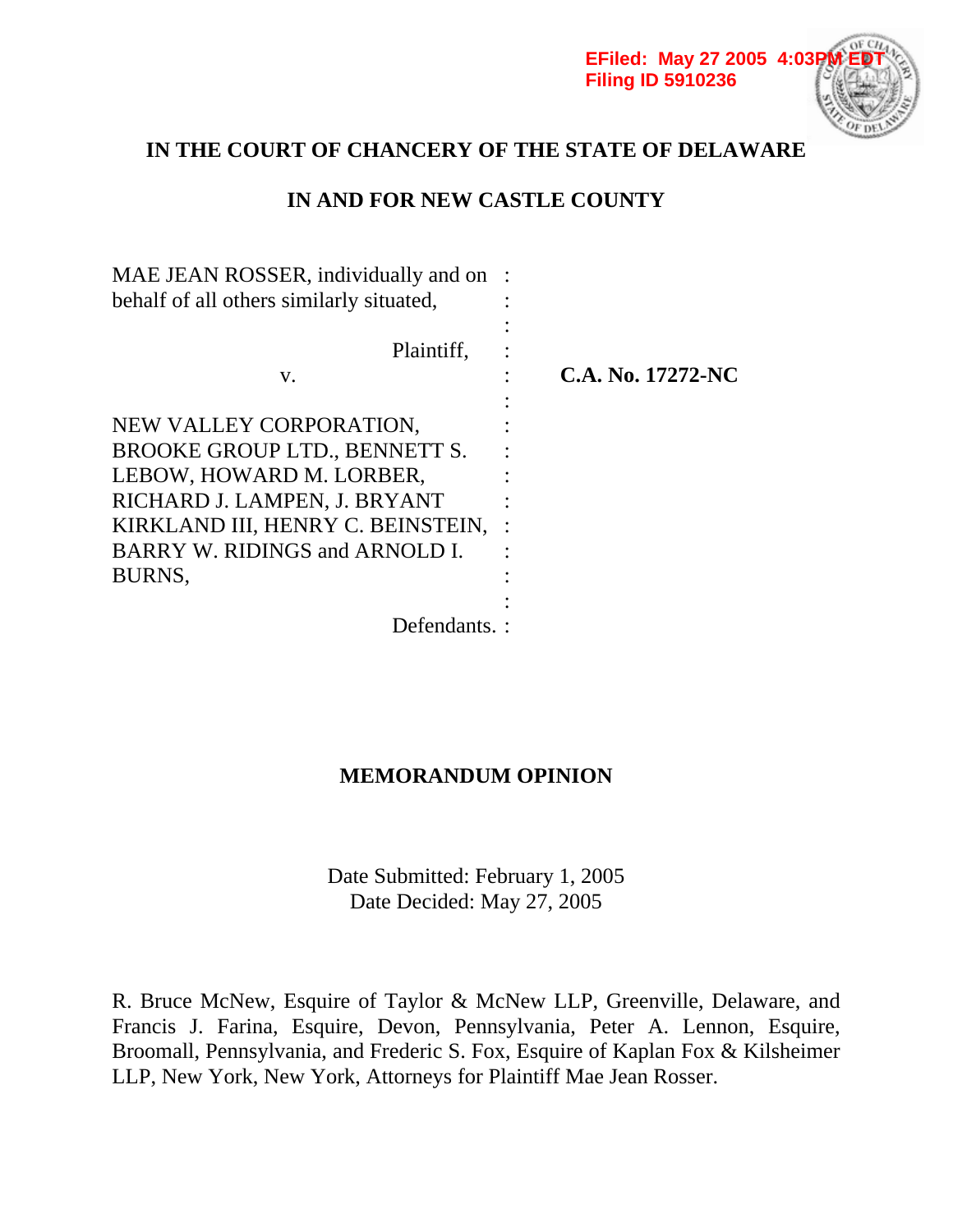EFiled: May 27 2005 4:03PM EDT
Filing ID 5910236

**IN THE COURT OF CHANCERY OF THE STATE OF DELAWARE**

**IN AND FOR NEW CASTLE COUNTY**

MAE JEAN ROSSER, individually and on behalf of all others similarly situated,

Plaintiff,

v.

**C.A. No. 17272-NC**

NEW VALLEY CORPORATION, BROOKE GROUP LTD., BENNETT S. LEBOW, HOWARD M. LORBER, RICHARD J. LAMPEN, J. BRYANT KIRKLAND III, HENRY C. BEINSTEIN, BARRY W. RIDINGS and ARNOLD I. BURNS,

Defendants.

**MEMORANDUM OPINION**

Date Submitted: February 1, 2005
Date Decided: May 27, 2005

R. Bruce McNew, Esquire of Taylor & McNew LLP, Greenville, Delaware, and Francis J. Farina, Esquire, Devon, Pennsylvania, Peter A. Lennon, Esquire, Broomall, Pennsylvania, and Frederic S. Fox, Esquire of Kaplan Fox & Kilsheimer LLP, New York, New York, Attorneys for Plaintiff Mae Jean Rosser.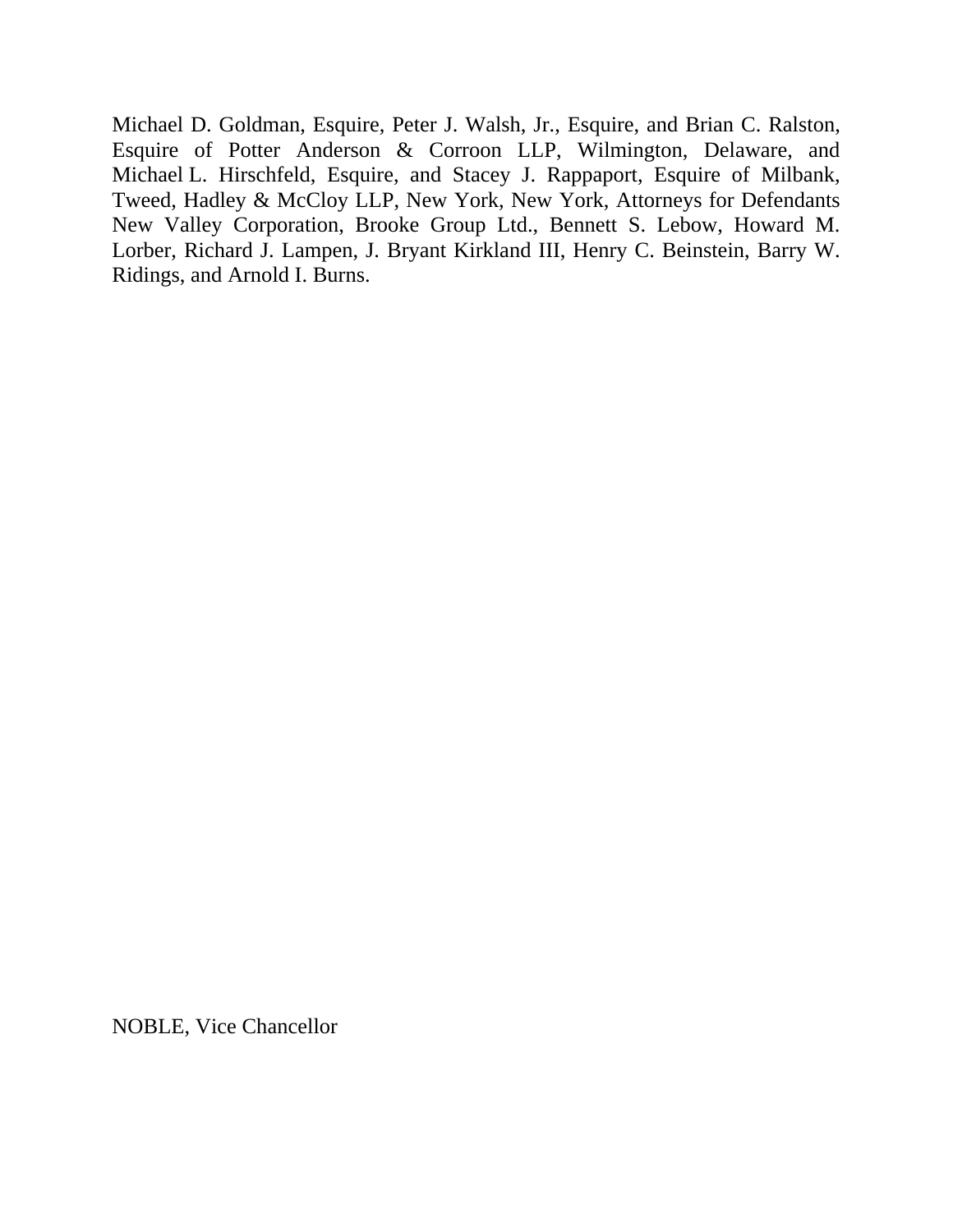Michael D. Goldman, Esquire, Peter J. Walsh, Jr., Esquire, and Brian C. Ralston, Esquire of Potter Anderson & Corroon LLP, Wilmington, Delaware, and Michael L. Hirschfeld, Esquire, and Stacey J. Rappaport, Esquire of Milbank, Tweed, Hadley & McCloy LLP, New York, New York, Attorneys for Defendants New Valley Corporation, Brooke Group Ltd., Bennett S. Lebow, Howard M. Lorber, Richard J. Lampen, J. Bryant Kirkland III, Henry C. Beinstein, Barry W. Ridings, and Arnold I. Burns.

NOBLE, Vice Chancellor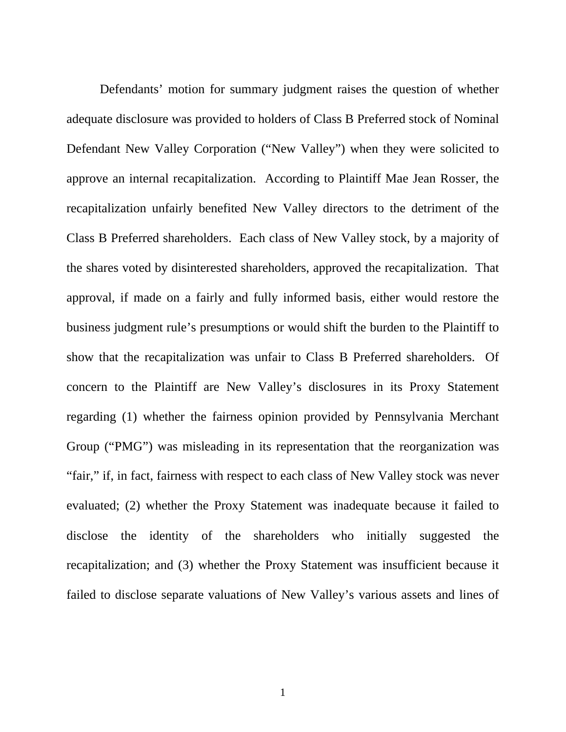Defendants' motion for summary judgment raises the question of whether adequate disclosure was provided to holders of Class B Preferred stock of Nominal Defendant New Valley Corporation ("New Valley") when they were solicited to approve an internal recapitalization. According to Plaintiff Mae Jean Rosser, the recapitalization unfairly benefited New Valley directors to the detriment of the Class B Preferred shareholders. Each class of New Valley stock, by a majority of the shares voted by disinterested shareholders, approved the recapitalization. That approval, if made on a fairly and fully informed basis, either would restore the business judgment rule's presumptions or would shift the burden to the Plaintiff to show that the recapitalization was unfair to Class B Preferred shareholders. Of concern to the Plaintiff are New Valley's disclosures in its Proxy Statement regarding (1) whether the fairness opinion provided by Pennsylvania Merchant Group ("PMG") was misleading in its representation that the reorganization was "fair," if, in fact, fairness with respect to each class of New Valley stock was never evaluated; (2) whether the Proxy Statement was inadequate because it failed to disclose the identity of the shareholders who initially suggested the recapitalization; and (3) whether the Proxy Statement was insufficient because it failed to disclose separate valuations of New Valley's various assets and lines of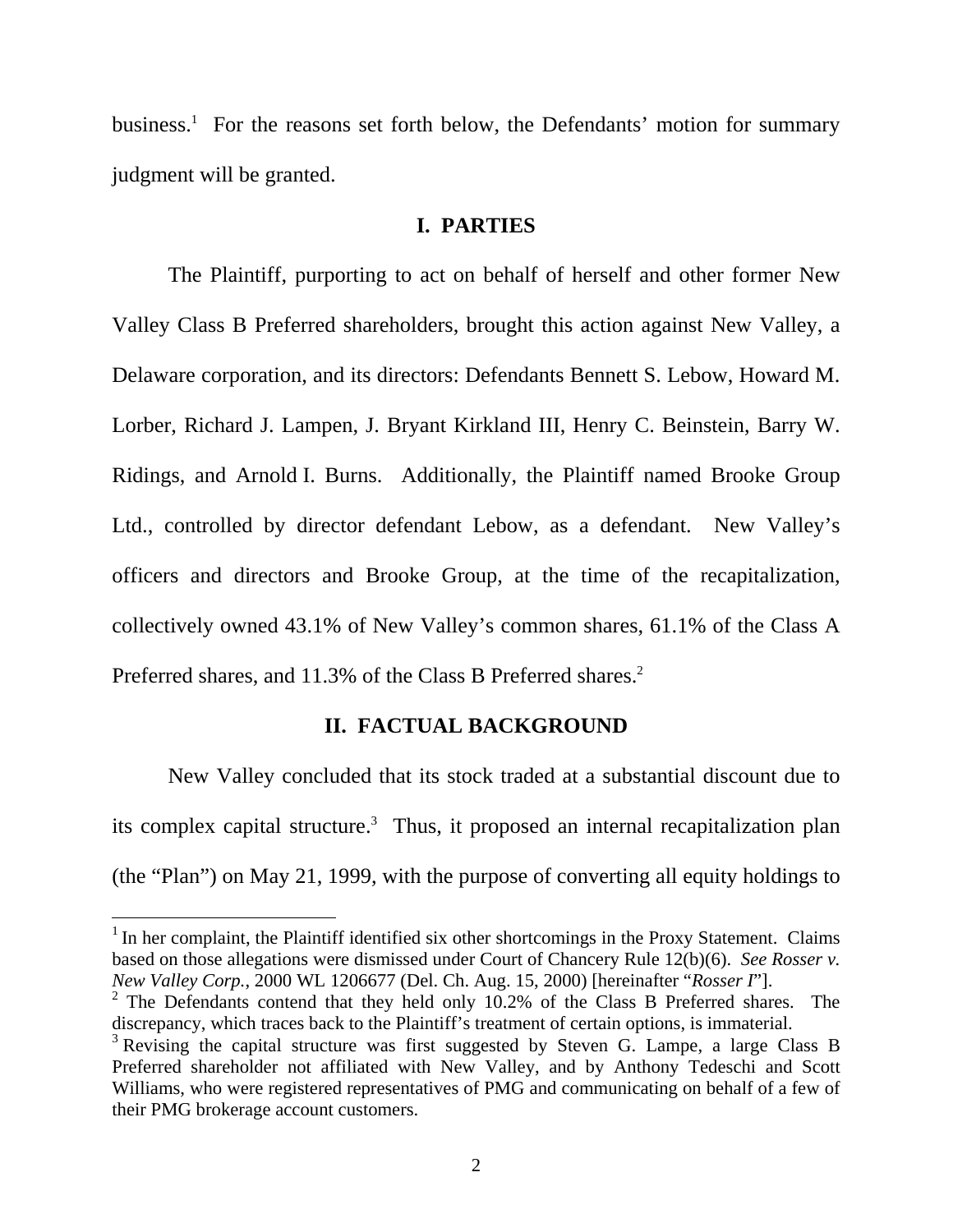business.[1] For the reasons set forth below, the Defendants' motion for summary judgment will be granted.

## I. PARTIES

The Plaintiff, purporting to act on behalf of herself and other former New Valley Class B Preferred shareholders, brought this action against New Valley, a Delaware corporation, and its directors: Defendants Bennett S. Lebow, Howard M. Lorber, Richard J. Lampen, J. Bryant Kirkland III, Henry C. Beinstein, Barry W. Ridings, and Arnold I. Burns. Additionally, the Plaintiff named Brooke Group Ltd., controlled by director defendant Lebow, as a defendant. New Valley's officers and directors and Brooke Group, at the time of the recapitalization, collectively owned 43.1% of New Valley's common shares, 61.1% of the Class A Preferred shares, and 11.3% of the Class B Preferred shares.[2]

## II. FACTUAL BACKGROUND

New Valley concluded that its stock traded at a substantial discount due to its complex capital structure.[3] Thus, it proposed an internal recapitalization plan (the "Plan") on May 21, 1999, with the purpose of converting all equity holdings to

---

[1] In her complaint, the Plaintiff identified six other shortcomings in the Proxy Statement. Claims based on those allegations were dismissed under Court of Chancery Rule 12(b)(6). *See Rosser v. New Valley Corp.*, 2000 WL 1206677 (Del. Ch. Aug. 15, 2000) [hereinafter "*Rosser I*"].

[2] The Defendants contend that they held only 10.2% of the Class B Preferred shares. The discrepancy, which traces back to the Plaintiff's treatment of certain options, is immaterial.

[3] Revising the capital structure was first suggested by Steven G. Lampe, a large Class B Preferred shareholder not affiliated with New Valley, and by Anthony Tedeschi and Scott Williams, who were registered representatives of PMG and communicating on behalf of a few of their PMG brokerage account customers.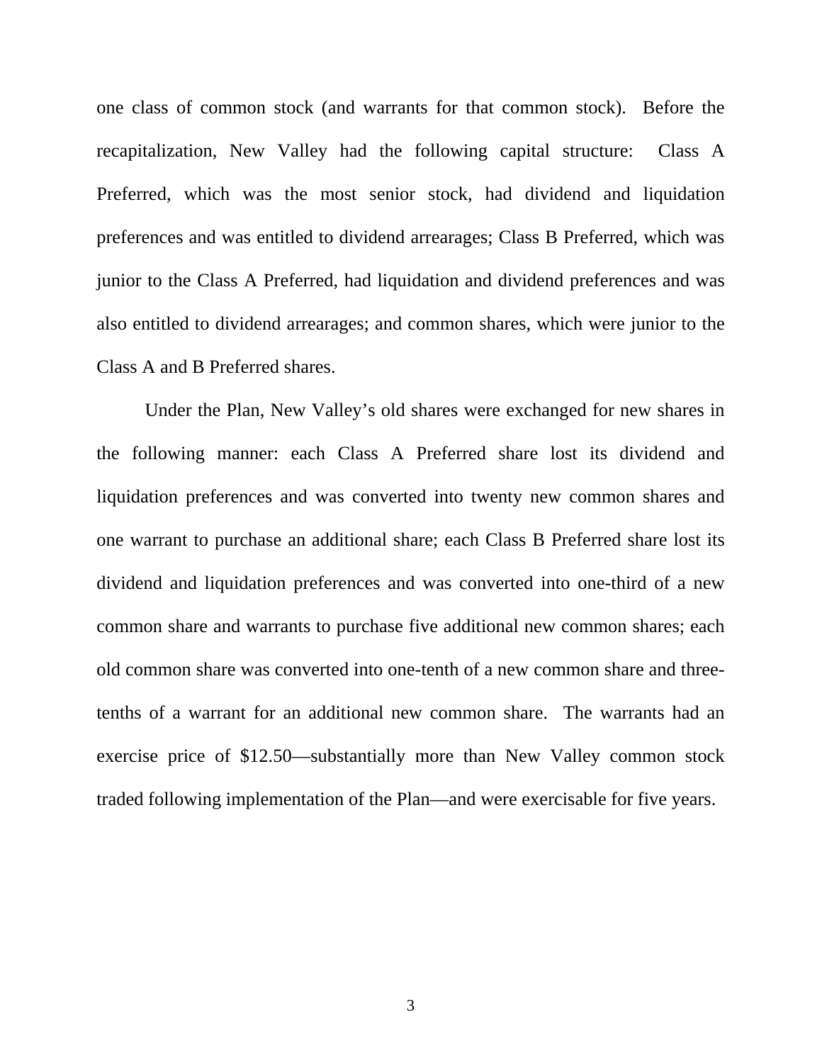one class of common stock (and warrants for that common stock). Before the recapitalization, New Valley had the following capital structure: Class A Preferred, which was the most senior stock, had dividend and liquidation preferences and was entitled to dividend arrearages; Class B Preferred, which was junior to the Class A Preferred, had liquidation and dividend preferences and was also entitled to dividend arrearages; and common shares, which were junior to the Class A and B Preferred shares.

Under the Plan, New Valley's old shares were exchanged for new shares in the following manner: each Class A Preferred share lost its dividend and liquidation preferences and was converted into twenty new common shares and one warrant to purchase an additional share; each Class B Preferred share lost its dividend and liquidation preferences and was converted into one-third of a new common share and warrants to purchase five additional new common shares; each old common share was converted into one-tenth of a new common share and three-tenths of a warrant for an additional new common share. The warrants had an exercise price of $12.50—substantially more than New Valley common stock traded following implementation of the Plan—and were exercisable for five years.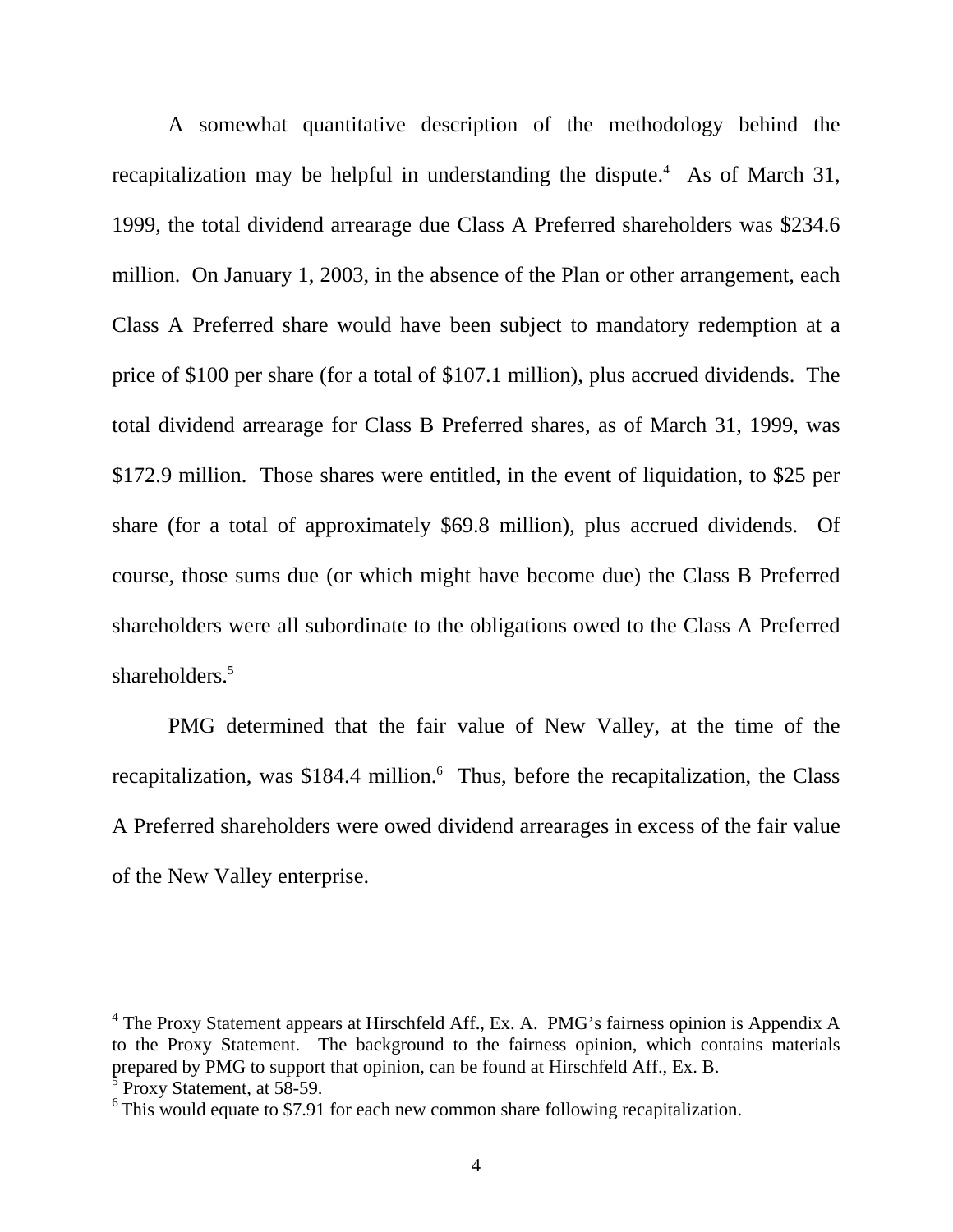A somewhat quantitative description of the methodology behind the recapitalization may be helpful in understanding the dispute.[4] As of March 31, 1999, the total dividend arrearage due Class A Preferred shareholders was $234.6 million. On January 1, 2003, in the absence of the Plan or other arrangement, each Class A Preferred share would have been subject to mandatory redemption at a price of $100 per share (for a total of $107.1 million), plus accrued dividends. The total dividend arrearage for Class B Preferred shares, as of March 31, 1999, was $172.9 million. Those shares were entitled, in the event of liquidation, to $25 per share (for a total of approximately $69.8 million), plus accrued dividends. Of course, those sums due (or which might have become due) the Class B Preferred shareholders were all subordinate to the obligations owed to the Class A Preferred shareholders.[5]

PMG determined that the fair value of New Valley, at the time of the recapitalization, was $184.4 million.[6] Thus, before the recapitalization, the Class A Preferred shareholders were owed dividend arrearages in excess of the fair value of the New Valley enterprise.

---

[4] The Proxy Statement appears at Hirschfeld Aff., Ex. A. PMG's fairness opinion is Appendix A to the Proxy Statement. The background to the fairness opinion, which contains materials prepared by PMG to support that opinion, can be found at Hirschfeld Aff., Ex. B.

[5] Proxy Statement, at 58-59.

[6] This would equate to $7.91 for each new common share following recapitalization.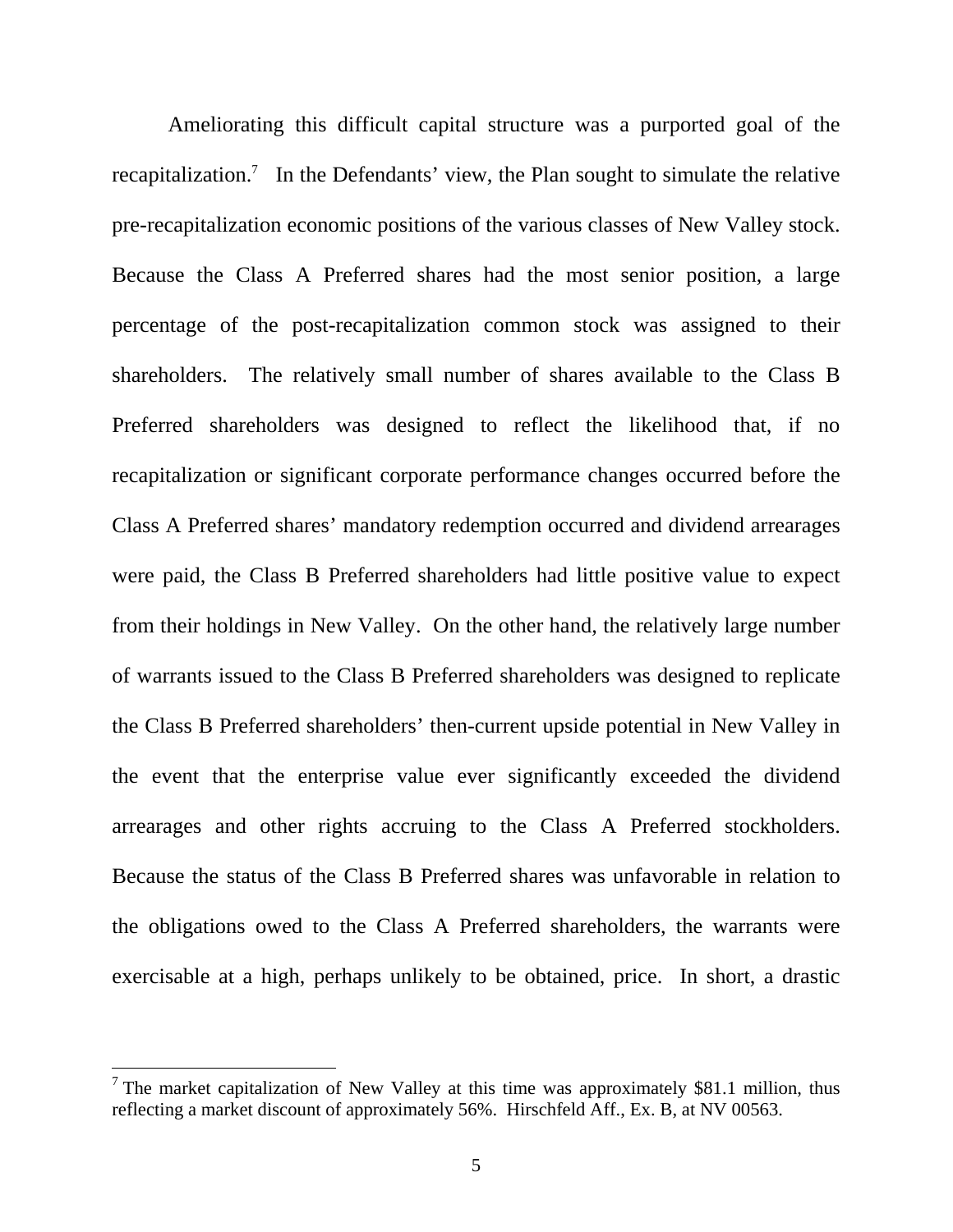Ameliorating this difficult capital structure was a purported goal of the recapitalization.[7] In the Defendants' view, the Plan sought to simulate the relative pre-recapitalization economic positions of the various classes of New Valley stock. Because the Class A Preferred shares had the most senior position, a large percentage of the post-recapitalization common stock was assigned to their shareholders. The relatively small number of shares available to the Class B Preferred shareholders was designed to reflect the likelihood that, if no recapitalization or significant corporate performance changes occurred before the Class A Preferred shares' mandatory redemption occurred and dividend arrearages were paid, the Class B Preferred shareholders had little positive value to expect from their holdings in New Valley. On the other hand, the relatively large number of warrants issued to the Class B Preferred shareholders was designed to replicate the Class B Preferred shareholders' then-current upside potential in New Valley in the event that the enterprise value ever significantly exceeded the dividend arrearages and other rights accruing to the Class A Preferred stockholders. Because the status of the Class B Preferred shares was unfavorable in relation to the obligations owed to the Class A Preferred shareholders, the warrants were exercisable at a high, perhaps unlikely to be obtained, price. In short, a drastic

[7] The market capitalization of New Valley at this time was approximately $81.1 million, thus reflecting a market discount of approximately 56%. Hirschfeld Aff., Ex. B, at NV 00563.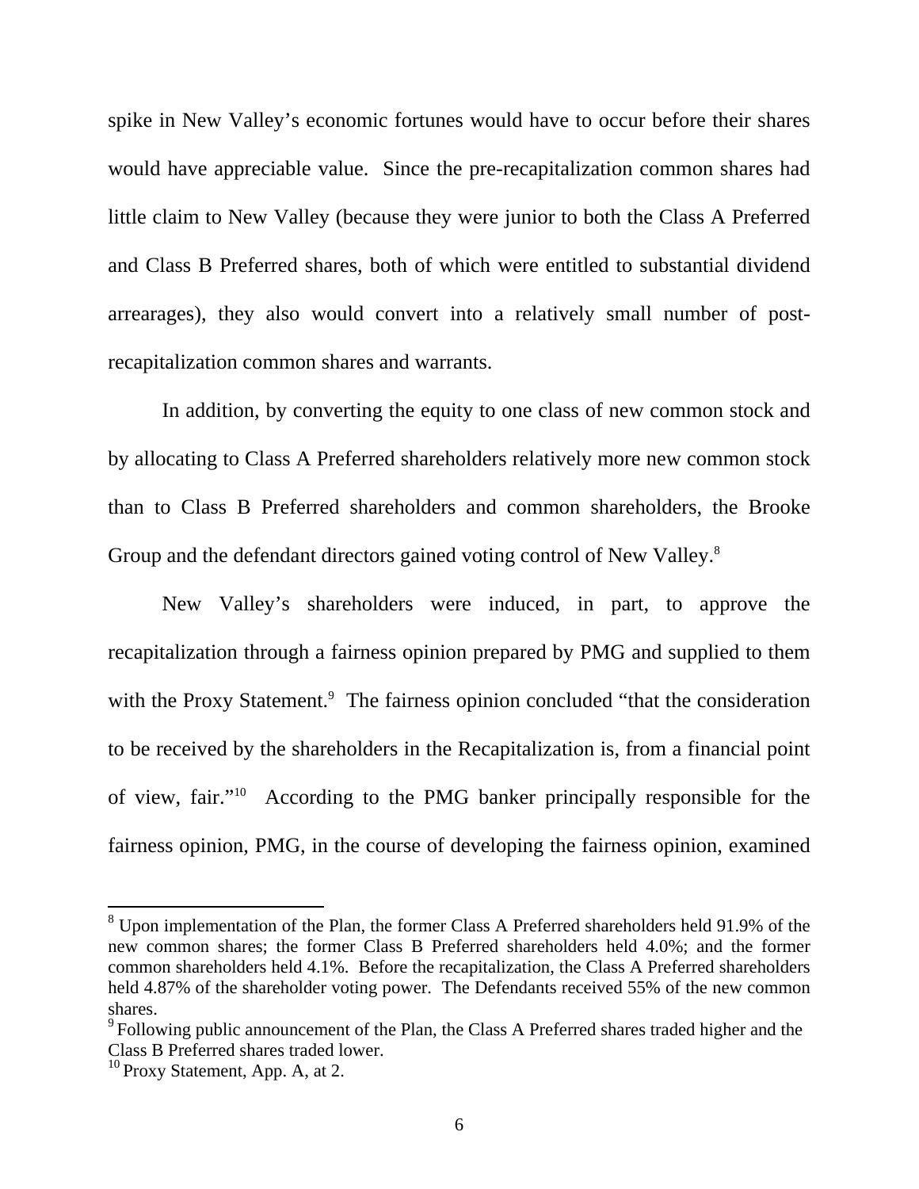spike in New Valley's economic fortunes would have to occur before their shares would have appreciable value. Since the pre-recapitalization common shares had little claim to New Valley (because they were junior to both the Class A Preferred and Class B Preferred shares, both of which were entitled to substantial dividend arrearages), they also would convert into a relatively small number of post-recapitalization common shares and warrants.

In addition, by converting the equity to one class of new common stock and by allocating to Class A Preferred shareholders relatively more new common stock than to Class B Preferred shareholders and common shareholders, the Brooke Group and the defendant directors gained voting control of New Valley.[8]

New Valley's shareholders were induced, in part, to approve the recapitalization through a fairness opinion prepared by PMG and supplied to them with the Proxy Statement.[9] The fairness opinion concluded "that the consideration to be received by the shareholders in the Recapitalization is, from a financial point of view, fair."[10] According to the PMG banker principally responsible for the fairness opinion, PMG, in the course of developing the fairness opinion, examined

[8] Upon implementation of the Plan, the former Class A Preferred shareholders held 91.9% of the new common shares; the former Class B Preferred shareholders held 4.0%; and the former common shareholders held 4.1%. Before the recapitalization, the Class A Preferred shareholders held 4.87% of the shareholder voting power. The Defendants received 55% of the new common shares.

[9] Following public announcement of the Plan, the Class A Preferred shares traded higher and the Class B Preferred shares traded lower.

[10] Proxy Statement, App. A, at 2.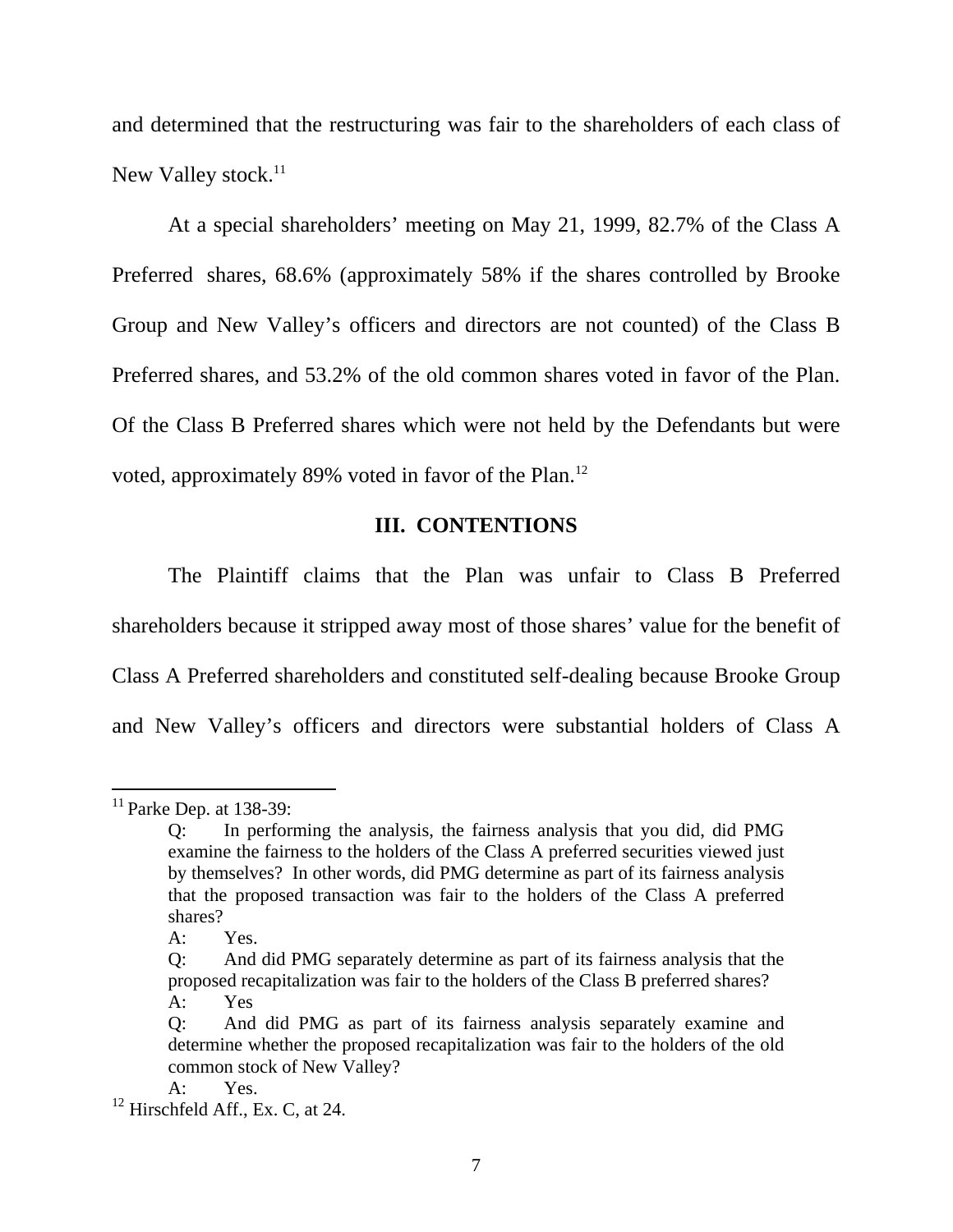and determined that the restructuring was fair to the shareholders of each class of New Valley stock.[11]

At a special shareholders' meeting on May 21, 1999, 82.7% of the Class A Preferred shares, 68.6% (approximately 58% if the shares controlled by Brooke Group and New Valley's officers and directors are not counted) of the Class B Preferred shares, and 53.2% of the old common shares voted in favor of the Plan. Of the Class B Preferred shares which were not held by the Defendants but were voted, approximately 89% voted in favor of the Plan.[12]

## III. CONTENTIONS

The Plaintiff claims that the Plan was unfair to Class B Preferred shareholders because it stripped away most of those shares' value for the benefit of Class A Preferred shareholders and constituted self-dealing because Brooke Group and New Valley's officers and directors were substantial holders of Class A

---

[11] Parke Dep. at 138-39:

> Q: In performing the analysis, the fairness analysis that you did, did PMG examine the fairness to the holders of the Class A preferred securities viewed just by themselves? In other words, did PMG determine as part of its fairness analysis that the proposed transaction was fair to the holders of the Class A preferred shares?
>
> A: Yes.
>
> Q: And did PMG separately determine as part of its fairness analysis that the proposed recapitalization was fair to the holders of the Class B preferred shares?
>
> A: Yes
>
> Q: And did PMG as part of its fairness analysis separately examine and determine whether the proposed recapitalization was fair to the holders of the old common stock of New Valley?
>
> A: Yes.

[12] Hirschfeld Aff., Ex. C, at 24.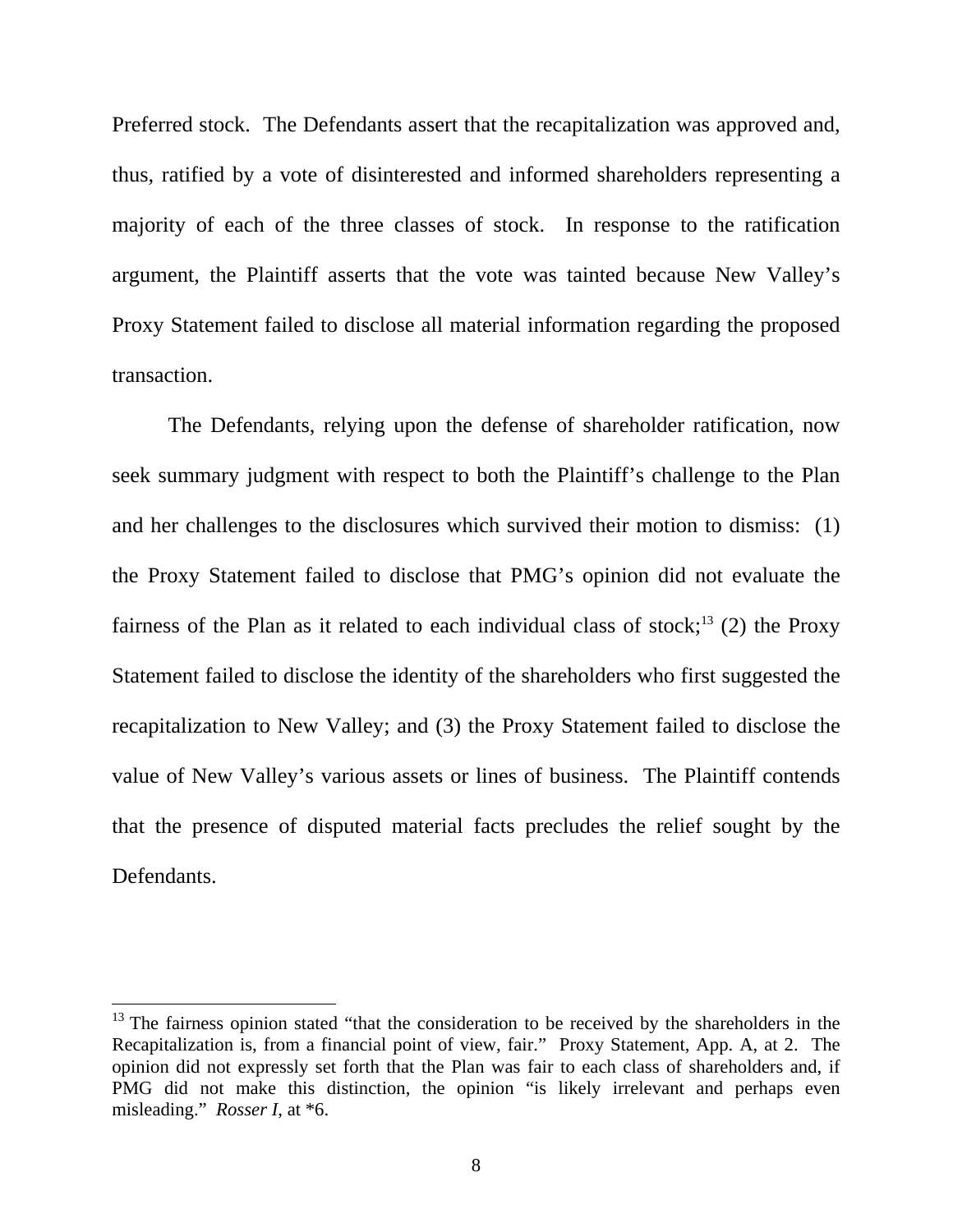Preferred stock. The Defendants assert that the recapitalization was approved and, thus, ratified by a vote of disinterested and informed shareholders representing a majority of each of the three classes of stock. In response to the ratification argument, the Plaintiff asserts that the vote was tainted because New Valley's Proxy Statement failed to disclose all material information regarding the proposed transaction.

The Defendants, relying upon the defense of shareholder ratification, now seek summary judgment with respect to both the Plaintiff's challenge to the Plan and her challenges to the disclosures which survived their motion to dismiss: (1) the Proxy Statement failed to disclose that PMG's opinion did not evaluate the fairness of the Plan as it related to each individual class of stock;[13] (2) the Proxy Statement failed to disclose the identity of the shareholders who first suggested the recapitalization to New Valley; and (3) the Proxy Statement failed to disclose the value of New Valley's various assets or lines of business. The Plaintiff contends that the presence of disputed material facts precludes the relief sought by the Defendants.

---

[13] The fairness opinion stated "that the consideration to be received by the shareholders in the Recapitalization is, from a financial point of view, fair." Proxy Statement, App. A, at 2. The opinion did not expressly set forth that the Plan was fair to each class of shareholders and, if PMG did not make this distinction, the opinion "is likely irrelevant and perhaps even misleading." *Rosser I*, at *6.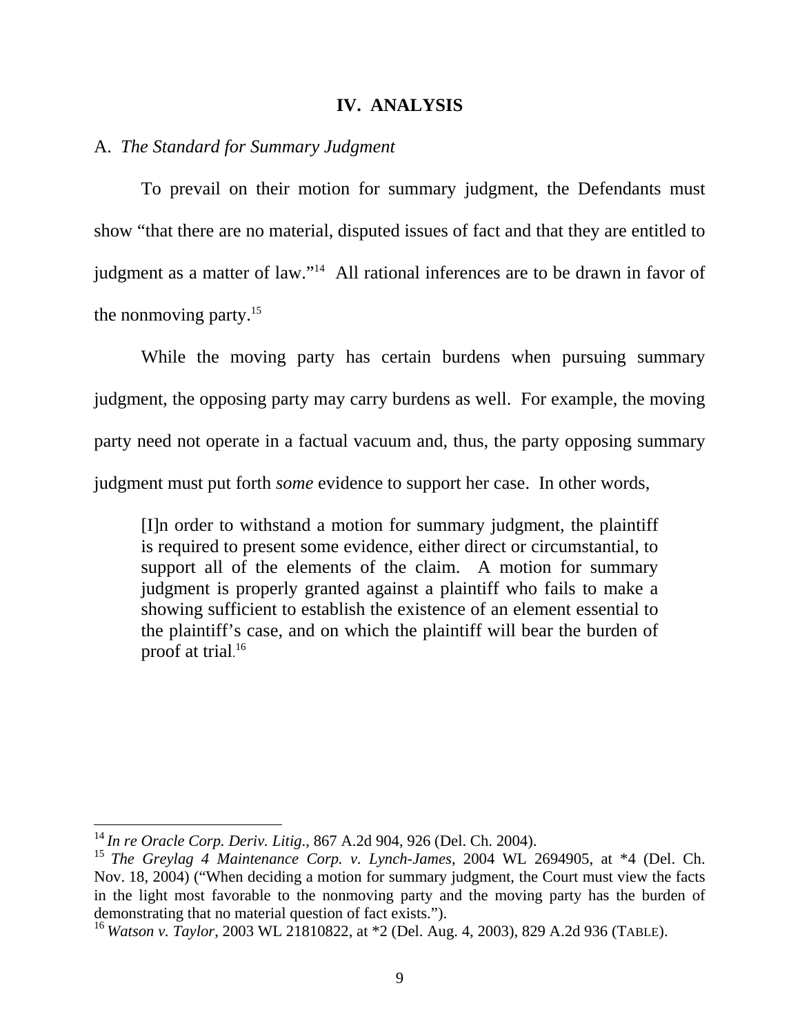## IV. ANALYSIS

### A. *The Standard for Summary Judgment*

To prevail on their motion for summary judgment, the Defendants must show "that there are no material, disputed issues of fact and that they are entitled to judgment as a matter of law."[14] All rational inferences are to be drawn in favor of the nonmoving party.[15]

While the moving party has certain burdens when pursuing summary judgment, the opposing party may carry burdens as well. For example, the moving party need not operate in a factual vacuum and, thus, the party opposing summary judgment must put forth *some* evidence to support her case. In other words,

> [I]n order to withstand a motion for summary judgment, the plaintiff is required to present some evidence, either direct or circumstantial, to support all of the elements of the claim. A motion for summary judgment is properly granted against a plaintiff who fails to make a showing sufficient to establish the existence of an element essential to the plaintiff's case, and on which the plaintiff will bear the burden of proof at trial.[16]

---

[14] *In re Oracle Corp. Deriv. Litig.*, 867 A.2d 904, 926 (Del. Ch. 2004).

[15] *The Greylag 4 Maintenance Corp. v. Lynch-James*, 2004 WL 2694905, at *4 (Del. Ch. Nov. 18, 2004) ("When deciding a motion for summary judgment, the Court must view the facts in the light most favorable to the nonmoving party and the moving party has the burden of demonstrating that no material question of fact exists.").

[16] *Watson v. Taylor*, 2003 WL 21810822, at *2 (Del. Aug. 4, 2003), 829 A.2d 936 (TABLE).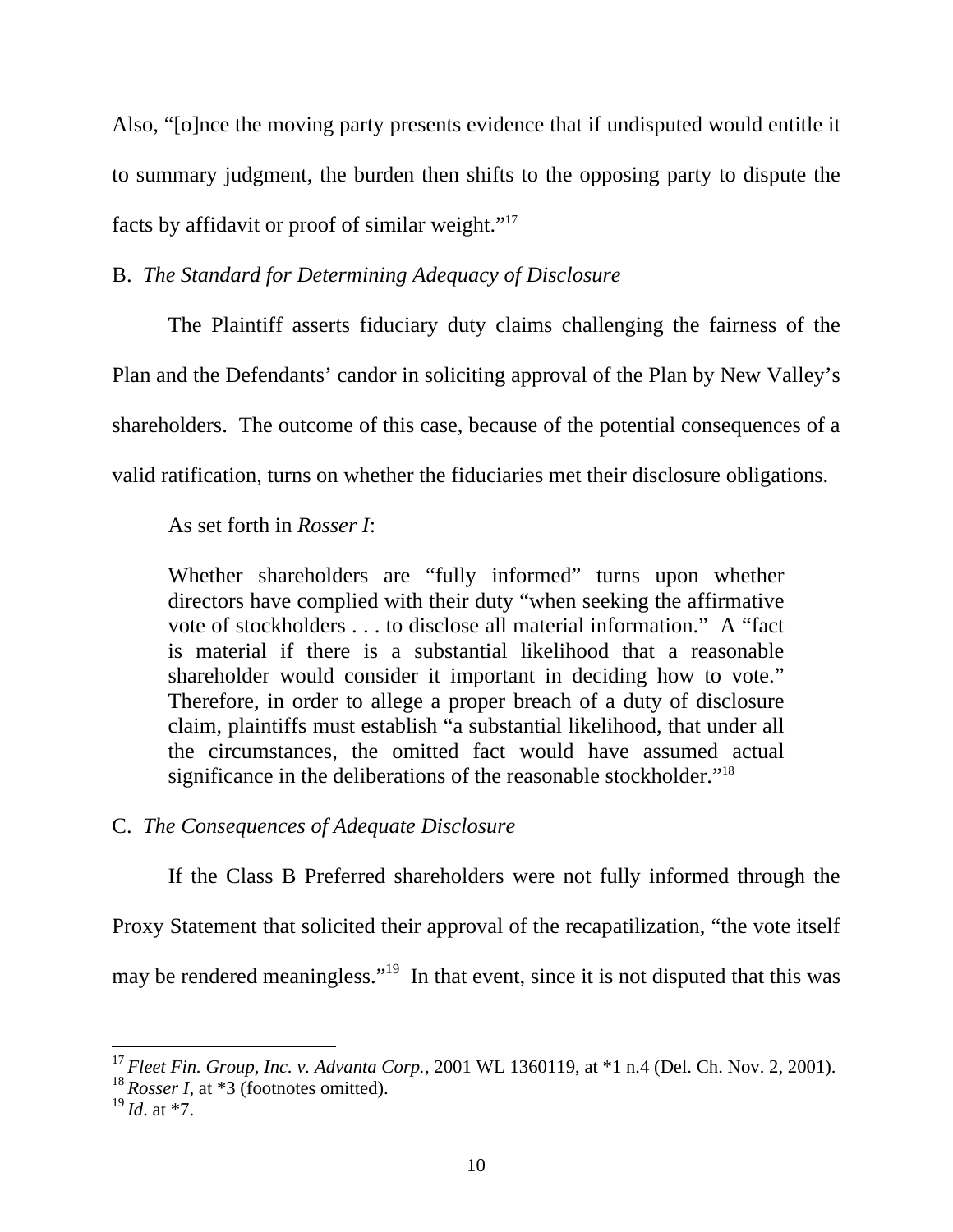Also, "[o]nce the moving party presents evidence that if undisputed would entitle it to summary judgment, the burden then shifts to the opposing party to dispute the facts by affidavit or proof of similar weight."[17]

B. *The Standard for Determining Adequacy of Disclosure*

The Plaintiff asserts fiduciary duty claims challenging the fairness of the Plan and the Defendants' candor in soliciting approval of the Plan by New Valley's shareholders. The outcome of this case, because of the potential consequences of a valid ratification, turns on whether the fiduciaries met their disclosure obligations.

As set forth in *Rosser I*:

> Whether shareholders are "fully informed" turns upon whether directors have complied with their duty "when seeking the affirmative vote of stockholders . . . to disclose all material information." A "fact is material if there is a substantial likelihood that a reasonable shareholder would consider it important in deciding how to vote." Therefore, in order to allege a proper breach of a duty of disclosure claim, plaintiffs must establish "a substantial likelihood, that under all the circumstances, the omitted fact would have assumed actual significance in the deliberations of the reasonable stockholder."[18]

C. *The Consequences of Adequate Disclosure*

If the Class B Preferred shareholders were not fully informed through the Proxy Statement that solicited their approval of the recapatilization, "the vote itself may be rendered meaningless."[19] In that event, since it is not disputed that this was

---

[17] *Fleet Fin. Group, Inc. v. Advanta Corp.*, 2001 WL 1360119, at *1 n.4 (Del. Ch. Nov. 2, 2001).

[18] *Rosser I*, at *3 (footnotes omitted).

[19] *Id*. at *7.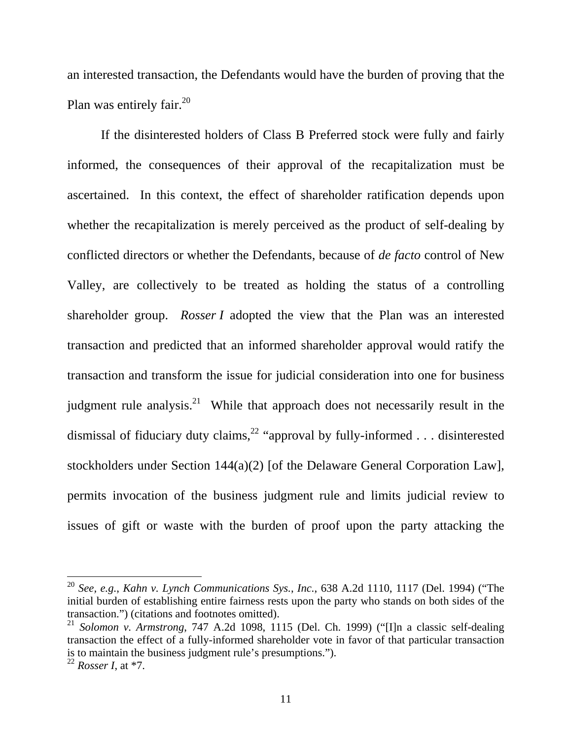an interested transaction, the Defendants would have the burden of proving that the Plan was entirely fair.[20]

If the disinterested holders of Class B Preferred stock were fully and fairly informed, the consequences of their approval of the recapitalization must be ascertained. In this context, the effect of shareholder ratification depends upon whether the recapitalization is merely perceived as the product of self-dealing by conflicted directors or whether the Defendants, because of *de facto* control of New Valley, are collectively to be treated as holding the status of a controlling shareholder group. *Rosser I* adopted the view that the Plan was an interested transaction and predicted that an informed shareholder approval would ratify the transaction and transform the issue for judicial consideration into one for business judgment rule analysis.[21] While that approach does not necessarily result in the dismissal of fiduciary duty claims,[22] "approval by fully-informed . . . disinterested stockholders under Section 144(a)(2) [of the Delaware General Corporation Law], permits invocation of the business judgment rule and limits judicial review to issues of gift or waste with the burden of proof upon the party attacking the

---

[20] *See, e.g.*, *Kahn v. Lynch Communications Sys., Inc.*, 638 A.2d 1110, 1117 (Del. 1994) ("The initial burden of establishing entire fairness rests upon the party who stands on both sides of the transaction.") (citations and footnotes omitted).

[21] *Solomon v. Armstrong*, 747 A.2d 1098, 1115 (Del. Ch. 1999) ("[I]n a classic self-dealing transaction the effect of a fully-informed shareholder vote in favor of that particular transaction is to maintain the business judgment rule's presumptions.").

[22] *Rosser I*, at *7.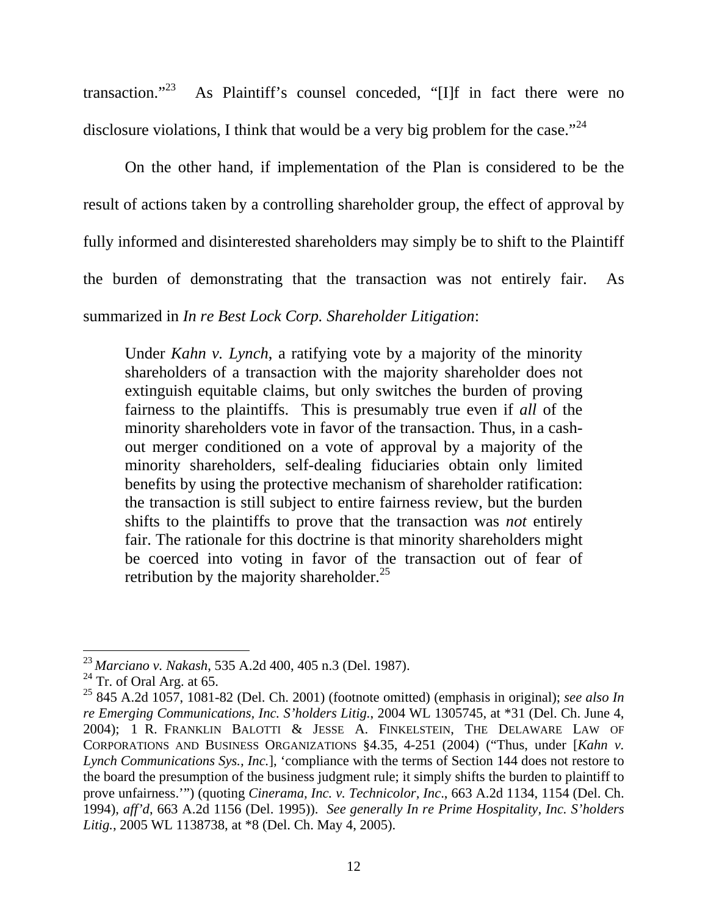transaction."[23] As Plaintiff's counsel conceded, "[I]f in fact there were no disclosure violations, I think that would be a very big problem for the case."[24]

On the other hand, if implementation of the Plan is considered to be the result of actions taken by a controlling shareholder group, the effect of approval by fully informed and disinterested shareholders may simply be to shift to the Plaintiff the burden of demonstrating that the transaction was not entirely fair. As summarized in *In re Best Lock Corp. Shareholder Litigation*:

> Under *Kahn v. Lynch*, a ratifying vote by a majority of the minority shareholders of a transaction with the majority shareholder does not extinguish equitable claims, but only switches the burden of proving fairness to the plaintiffs. This is presumably true even if *all* of the minority shareholders vote in favor of the transaction. Thus, in a cash-out merger conditioned on a vote of approval by a majority of the minority shareholders, self-dealing fiduciaries obtain only limited benefits by using the protective mechanism of shareholder ratification: the transaction is still subject to entire fairness review, but the burden shifts to the plaintiffs to prove that the transaction was *not* entirely fair. The rationale for this doctrine is that minority shareholders might be coerced into voting in favor of the transaction out of fear of retribution by the majority shareholder.[25]

---

[23] *Marciano v. Nakash*, 535 A.2d 400, 405 n.3 (Del. 1987).

[24] Tr. of Oral Arg. at 65.

[25] 845 A.2d 1057, 1081-82 (Del. Ch. 2001) (footnote omitted) (emphasis in original); *see also In re Emerging Communications, Inc. S'holders Litig.*, 2004 WL 1305745, at *31 (Del. Ch. June 4, 2004); 1 R. FRANKLIN BALOTTI & JESSE A. FINKELSTEIN, THE DELAWARE LAW OF CORPORATIONS AND BUSINESS ORGANIZATIONS §4.35, 4-251 (2004) ("Thus, under [*Kahn v. Lynch Communications Sys., Inc.*], 'compliance with the terms of Section 144 does not restore to the board the presumption of the business judgment rule; it simply shifts the burden to plaintiff to prove unfairness.'") (quoting *Cinerama, Inc. v. Technicolor, Inc*., 663 A.2d 1134, 1154 (Del. Ch. 1994), *aff'd*, 663 A.2d 1156 (Del. 1995)). *See generally In re Prime Hospitality, Inc. S'holders Litig.*, 2005 WL 1138738, at *8 (Del. Ch. May 4, 2005).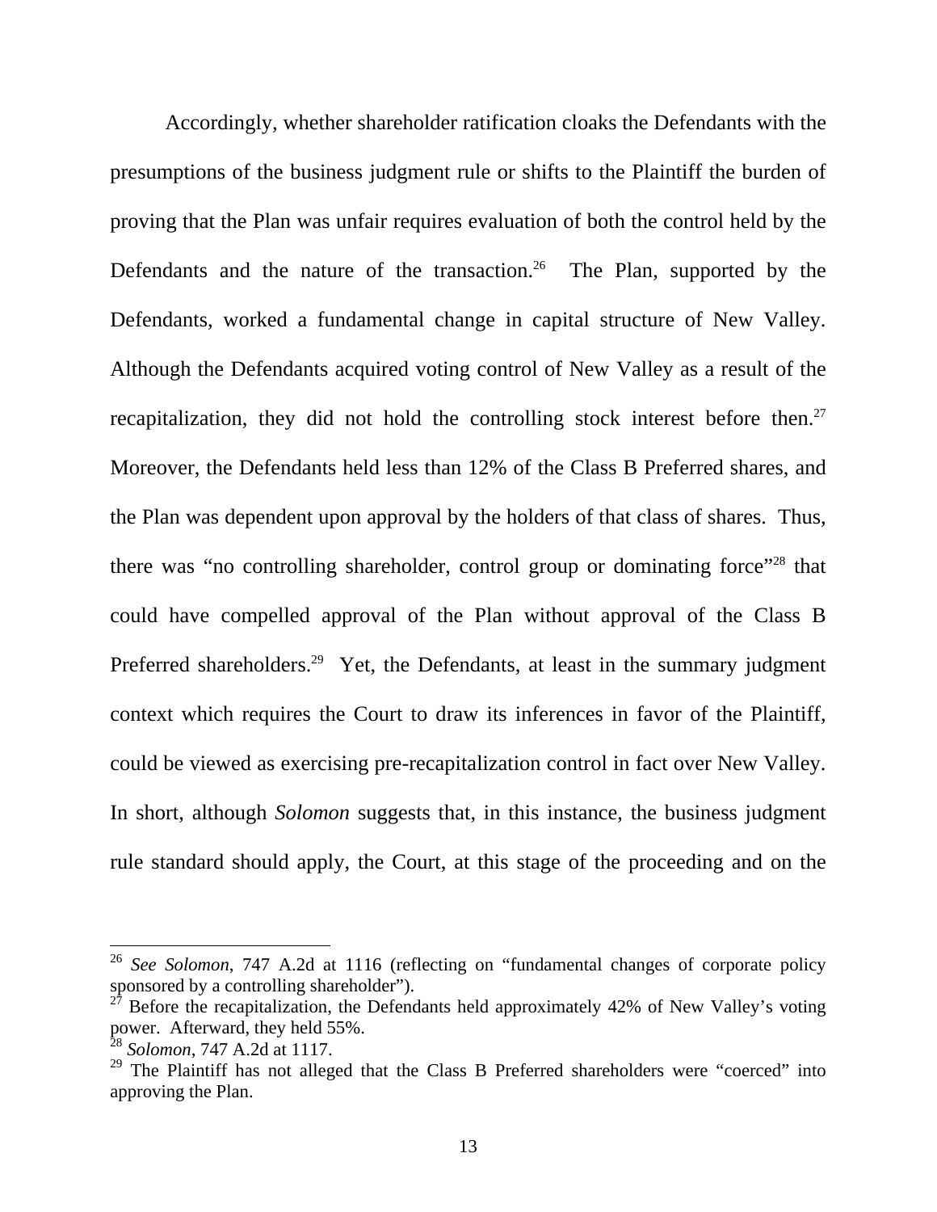Accordingly, whether shareholder ratification cloaks the Defendants with the presumptions of the business judgment rule or shifts to the Plaintiff the burden of proving that the Plan was unfair requires evaluation of both the control held by the Defendants and the nature of the transaction.[26] The Plan, supported by the Defendants, worked a fundamental change in capital structure of New Valley. Although the Defendants acquired voting control of New Valley as a result of the recapitalization, they did not hold the controlling stock interest before then.[27] Moreover, the Defendants held less than 12% of the Class B Preferred shares, and the Plan was dependent upon approval by the holders of that class of shares. Thus, there was "no controlling shareholder, control group or dominating force"[28] that could have compelled approval of the Plan without approval of the Class B Preferred shareholders.[29] Yet, the Defendants, at least in the summary judgment context which requires the Court to draw its inferences in favor of the Plaintiff, could be viewed as exercising pre-recapitalization control in fact over New Valley. In short, although *Solomon* suggests that, in this instance, the business judgment rule standard should apply, the Court, at this stage of the proceeding and on the

---

[26] *See Solomon*, 747 A.2d at 1116 (reflecting on "fundamental changes of corporate policy sponsored by a controlling shareholder").

[27] Before the recapitalization, the Defendants held approximately 42% of New Valley's voting power. Afterward, they held 55%.

[28] *Solomon*, 747 A.2d at 1117.

[29] The Plaintiff has not alleged that the Class B Preferred shareholders were "coerced" into approving the Plan.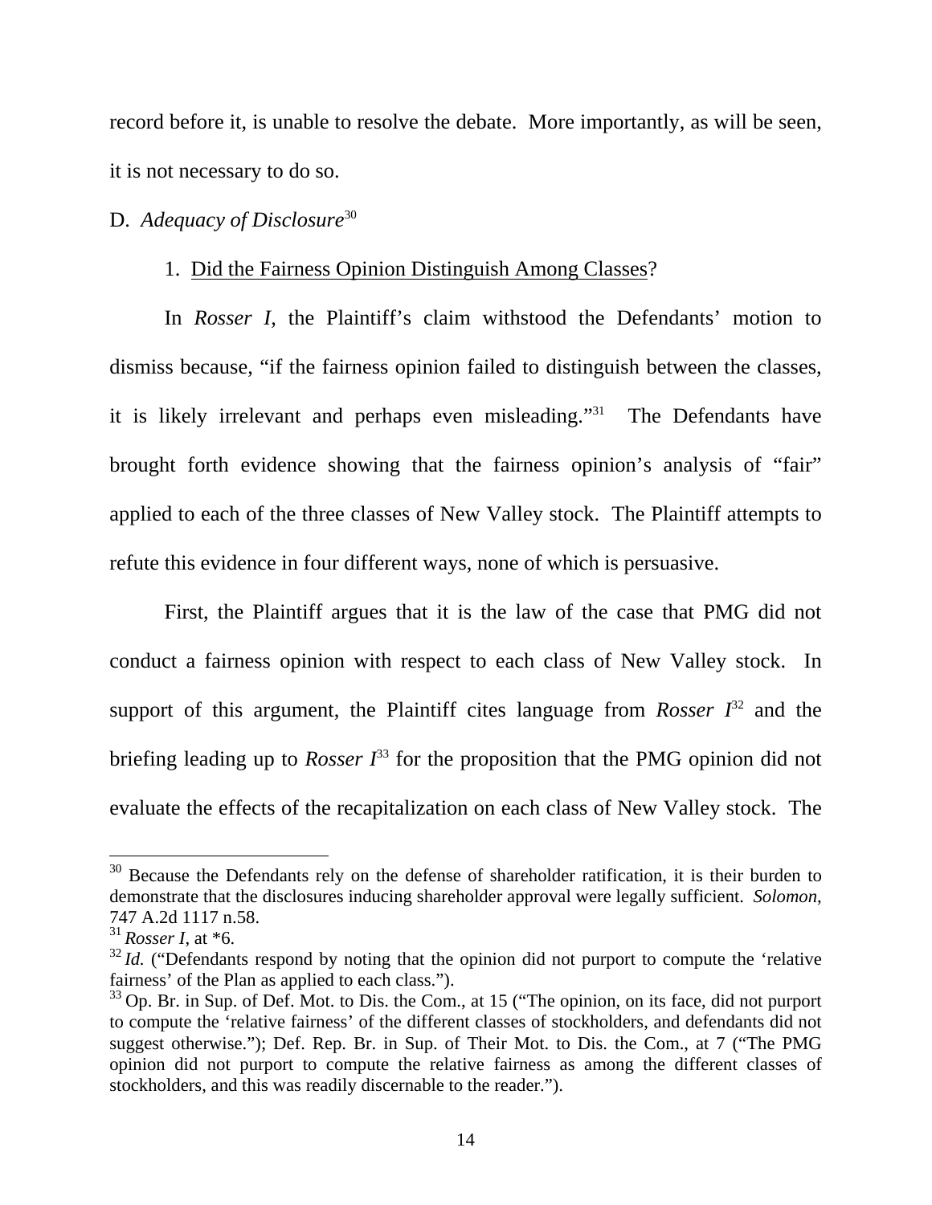record before it, is unable to resolve the debate. More importantly, as will be seen, it is not necessary to do so.

D. *Adequacy of Disclosure*[30]

1. Did the Fairness Opinion Distinguish Among Classes?

In *Rosser I*, the Plaintiff's claim withstood the Defendants' motion to dismiss because, "if the fairness opinion failed to distinguish between the classes, it is likely irrelevant and perhaps even misleading."[31] The Defendants have brought forth evidence showing that the fairness opinion's analysis of "fair" applied to each of the three classes of New Valley stock. The Plaintiff attempts to refute this evidence in four different ways, none of which is persuasive.

First, the Plaintiff argues that it is the law of the case that PMG did not conduct a fairness opinion with respect to each class of New Valley stock. In support of this argument, the Plaintiff cites language from *Rosser I*[32] and the briefing leading up to *Rosser I*[33] for the proposition that the PMG opinion did not evaluate the effects of the recapitalization on each class of New Valley stock. The

---

[30] Because the Defendants rely on the defense of shareholder ratification, it is their burden to demonstrate that the disclosures inducing shareholder approval were legally sufficient. *Solomon*, 747 A.2d 1117 n.58.

[31] *Rosser I*, at *6.

[32] *Id.* ("Defendants respond by noting that the opinion did not purport to compute the 'relative fairness' of the Plan as applied to each class.").

[33] Op. Br. in Sup. of Def. Mot. to Dis. the Com., at 15 ("The opinion, on its face, did not purport to compute the 'relative fairness' of the different classes of stockholders, and defendants did not suggest otherwise."); Def. Rep. Br. in Sup. of Their Mot. to Dis. the Com., at 7 ("The PMG opinion did not purport to compute the relative fairness as among the different classes of stockholders, and this was readily discernable to the reader.").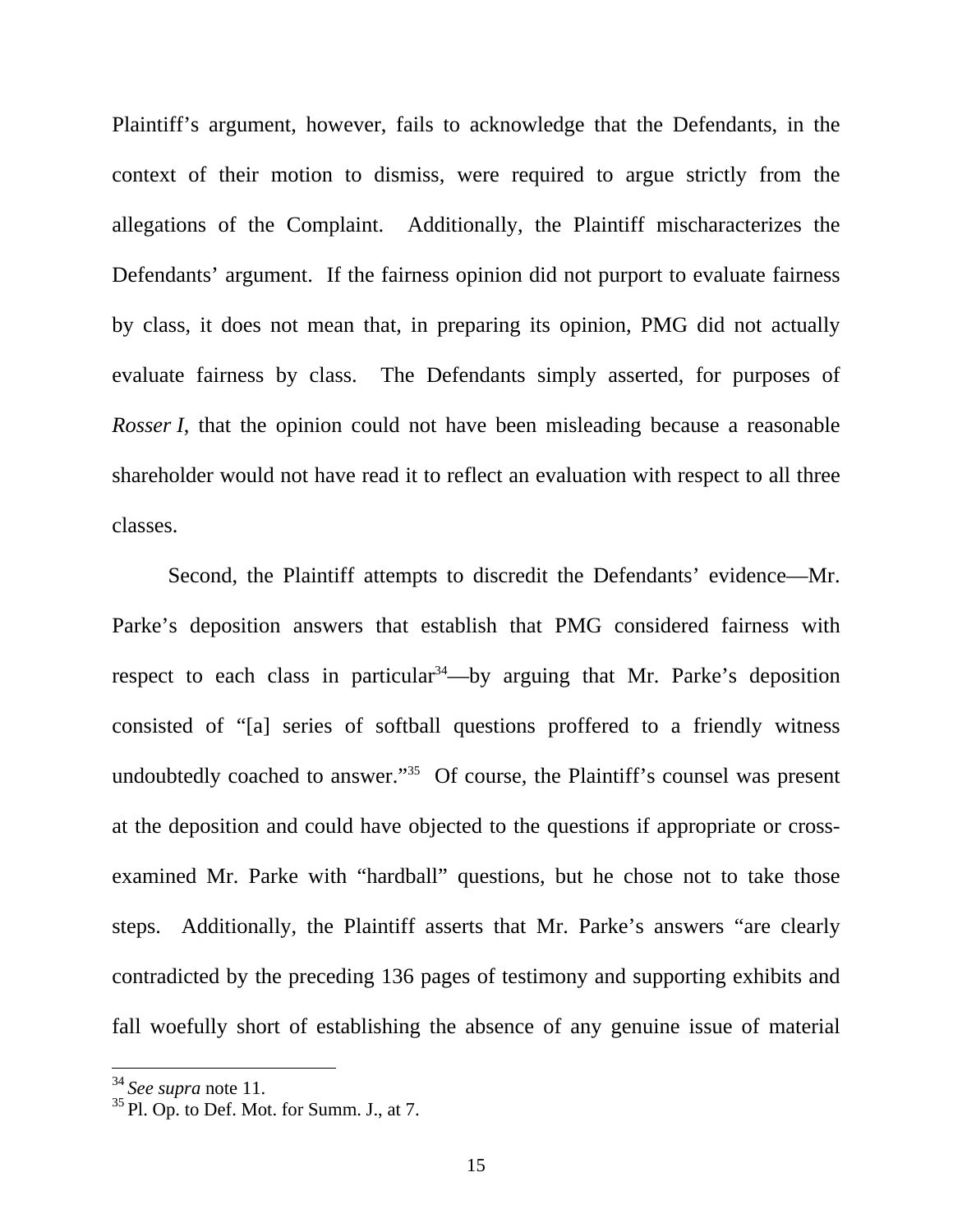Plaintiff's argument, however, fails to acknowledge that the Defendants, in the context of their motion to dismiss, were required to argue strictly from the allegations of the Complaint. Additionally, the Plaintiff mischaracterizes the Defendants' argument. If the fairness opinion did not purport to evaluate fairness by class, it does not mean that, in preparing its opinion, PMG did not actually evaluate fairness by class. The Defendants simply asserted, for purposes of *Rosser I*, that the opinion could not have been misleading because a reasonable shareholder would not have read it to reflect an evaluation with respect to all three classes.

Second, the Plaintiff attempts to discredit the Defendants' evidence—Mr. Parke's deposition answers that establish that PMG considered fairness with respect to each class in particular[34]—by arguing that Mr. Parke's deposition consisted of "[a] series of softball questions proffered to a friendly witness undoubtedly coached to answer."[35] Of course, the Plaintiff's counsel was present at the deposition and could have objected to the questions if appropriate or cross-examined Mr. Parke with "hardball" questions, but he chose not to take those steps. Additionally, the Plaintiff asserts that Mr. Parke's answers "are clearly contradicted by the preceding 136 pages of testimony and supporting exhibits and fall woefully short of establishing the absence of any genuine issue of material

[34] *See supra* note 11.

[35] Pl. Op. to Def. Mot. for Summ. J., at 7.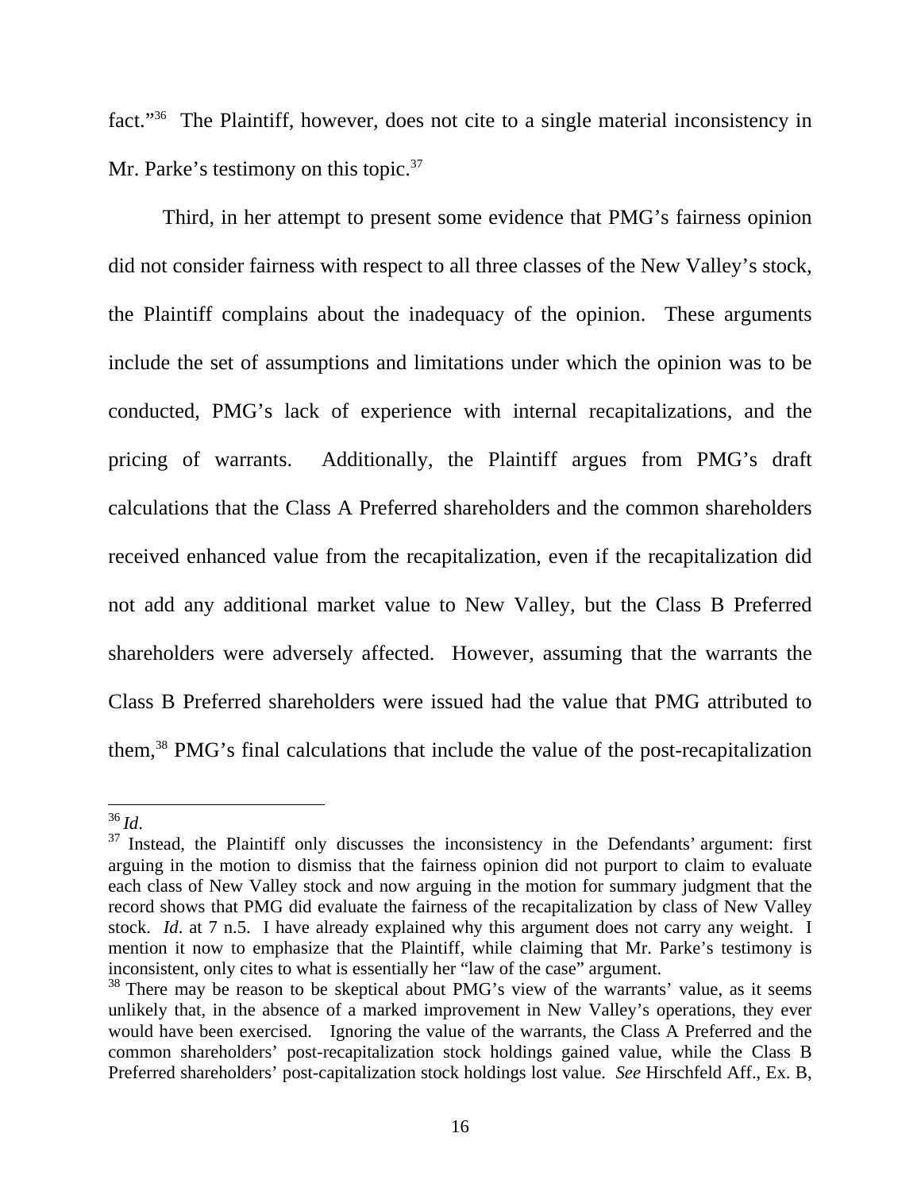fact."[36] The Plaintiff, however, does not cite to a single material inconsistency in Mr. Parke's testimony on this topic.[37]

Third, in her attempt to present some evidence that PMG's fairness opinion did not consider fairness with respect to all three classes of the New Valley's stock, the Plaintiff complains about the inadequacy of the opinion. These arguments include the set of assumptions and limitations under which the opinion was to be conducted, PMG's lack of experience with internal recapitalizations, and the pricing of warrants. Additionally, the Plaintiff argues from PMG's draft calculations that the Class A Preferred shareholders and the common shareholders received enhanced value from the recapitalization, even if the recapitalization did not add any additional market value to New Valley, but the Class B Preferred shareholders were adversely affected. However, assuming that the warrants the Class B Preferred shareholders were issued had the value that PMG attributed to them,[38] PMG's final calculations that include the value of the post-recapitalization

---

[36] *Id*.

[37] Instead, the Plaintiff only discusses the inconsistency in the Defendants' argument: first arguing in the motion to dismiss that the fairness opinion did not purport to claim to evaluate each class of New Valley stock and now arguing in the motion for summary judgment that the record shows that PMG did evaluate the fairness of the recapitalization by class of New Valley stock. *Id*. at 7 n.5. I have already explained why this argument does not carry any weight. I mention it now to emphasize that the Plaintiff, while claiming that Mr. Parke's testimony is inconsistent, only cites to what is essentially her "law of the case" argument.

[38] There may be reason to be skeptical about PMG's view of the warrants' value, as it seems unlikely that, in the absence of a marked improvement in New Valley's operations, they ever would have been exercised. Ignoring the value of the warrants, the Class A Preferred and the common shareholders' post-recapitalization stock holdings gained value, while the Class B Preferred shareholders' post-capitalization stock holdings lost value. *See* Hirschfeld Aff., Ex. B,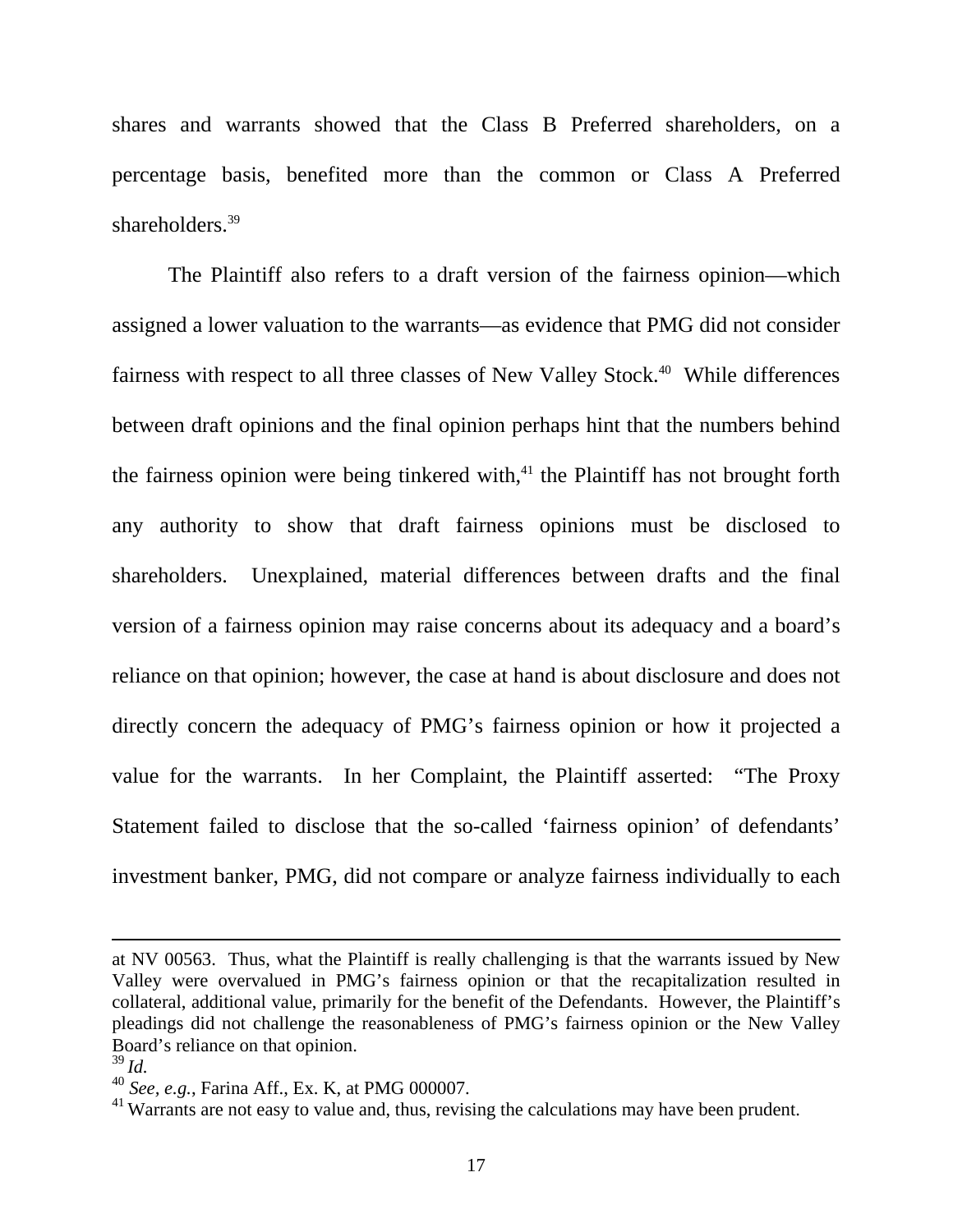shares and warrants showed that the Class B Preferred shareholders, on a percentage basis, benefited more than the common or Class A Preferred shareholders.[39]

The Plaintiff also refers to a draft version of the fairness opinion—which assigned a lower valuation to the warrants—as evidence that PMG did not consider fairness with respect to all three classes of New Valley Stock.[40] While differences between draft opinions and the final opinion perhaps hint that the numbers behind the fairness opinion were being tinkered with,[41] the Plaintiff has not brought forth any authority to show that draft fairness opinions must be disclosed to shareholders. Unexplained, material differences between drafts and the final version of a fairness opinion may raise concerns about its adequacy and a board's reliance on that opinion; however, the case at hand is about disclosure and does not directly concern the adequacy of PMG's fairness opinion or how it projected a value for the warrants. In her Complaint, the Plaintiff asserted: "The Proxy Statement failed to disclose that the so-called 'fairness opinion' of defendants' investment banker, PMG, did not compare or analyze fairness individually to each

---

at NV 00563. Thus, what the Plaintiff is really challenging is that the warrants issued by New Valley were overvalued in PMG's fairness opinion or that the recapitalization resulted in collateral, additional value, primarily for the benefit of the Defendants. However, the Plaintiff's pleadings did not challenge the reasonableness of PMG's fairness opinion or the New Valley Board's reliance on that opinion.

[39] *Id.*

[40] *See, e.g.*, Farina Aff., Ex. K, at PMG 000007.

[41] Warrants are not easy to value and, thus, revising the calculations may have been prudent.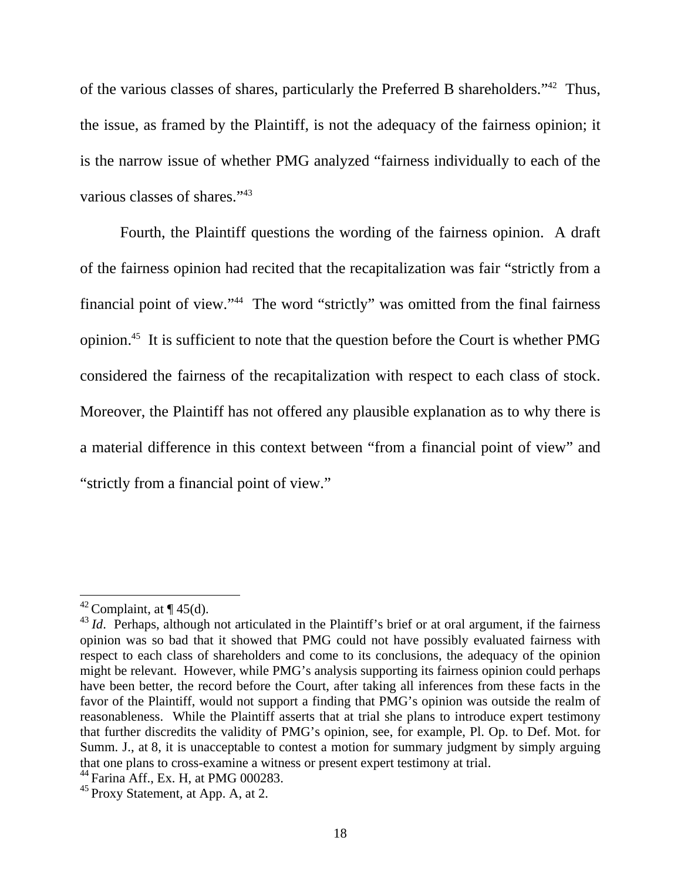of the various classes of shares, particularly the Preferred B shareholders."[42] Thus, the issue, as framed by the Plaintiff, is not the adequacy of the fairness opinion; it is the narrow issue of whether PMG analyzed "fairness individually to each of the various classes of shares."[43]

Fourth, the Plaintiff questions the wording of the fairness opinion. A draft of the fairness opinion had recited that the recapitalization was fair "strictly from a financial point of view."[44] The word "strictly" was omitted from the final fairness opinion.[45] It is sufficient to note that the question before the Court is whether PMG considered the fairness of the recapitalization with respect to each class of stock. Moreover, the Plaintiff has not offered any plausible explanation as to why there is a material difference in this context between "from a financial point of view" and "strictly from a financial point of view."

---

[42] Complaint, at ¶ 45(d).

[43] *Id*. Perhaps, although not articulated in the Plaintiff's brief or at oral argument, if the fairness opinion was so bad that it showed that PMG could not have possibly evaluated fairness with respect to each class of shareholders and come to its conclusions, the adequacy of the opinion might be relevant. However, while PMG's analysis supporting its fairness opinion could perhaps have been better, the record before the Court, after taking all inferences from these facts in the favor of the Plaintiff, would not support a finding that PMG's opinion was outside the realm of reasonableness. While the Plaintiff asserts that at trial she plans to introduce expert testimony that further discredits the validity of PMG's opinion, see, for example, Pl. Op. to Def. Mot. for Summ. J., at 8, it is unacceptable to contest a motion for summary judgment by simply arguing that one plans to cross-examine a witness or present expert testimony at trial.

[44] Farina Aff., Ex. H, at PMG 000283.

[45] Proxy Statement, at App. A, at 2.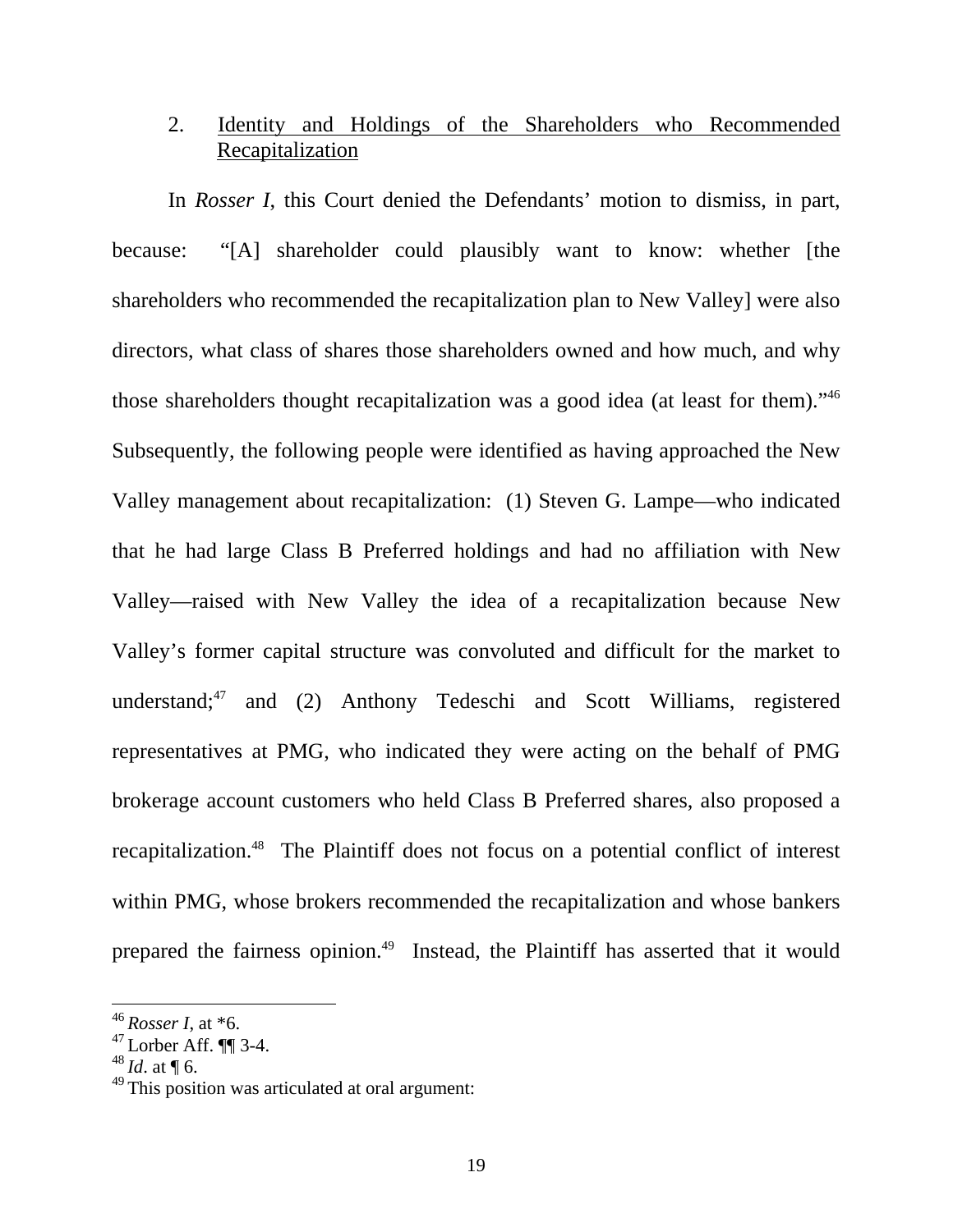2. Identity and Holdings of the Shareholders who Recommended Recapitalization

In *Rosser I*, this Court denied the Defendants' motion to dismiss, in part, because: "[A] shareholder could plausibly want to know: whether [the shareholders who recommended the recapitalization plan to New Valley] were also directors, what class of shares those shareholders owned and how much, and why those shareholders thought recapitalization was a good idea (at least for them)."[46] Subsequently, the following people were identified as having approached the New Valley management about recapitalization: (1) Steven G. Lampe—who indicated that he had large Class B Preferred holdings and had no affiliation with New Valley—raised with New Valley the idea of a recapitalization because New Valley's former capital structure was convoluted and difficult for the market to understand;[47] and (2) Anthony Tedeschi and Scott Williams, registered representatives at PMG, who indicated they were acting on the behalf of PMG brokerage account customers who held Class B Preferred shares, also proposed a recapitalization.[48] The Plaintiff does not focus on a potential conflict of interest within PMG, whose brokers recommended the recapitalization and whose bankers prepared the fairness opinion.[49] Instead, the Plaintiff has asserted that it would

---

[46] *Rosser I*, at *6.

[47] Lorber Aff. ¶¶ 3-4.

[48] *Id*. at ¶ 6.

[49] This position was articulated at oral argument: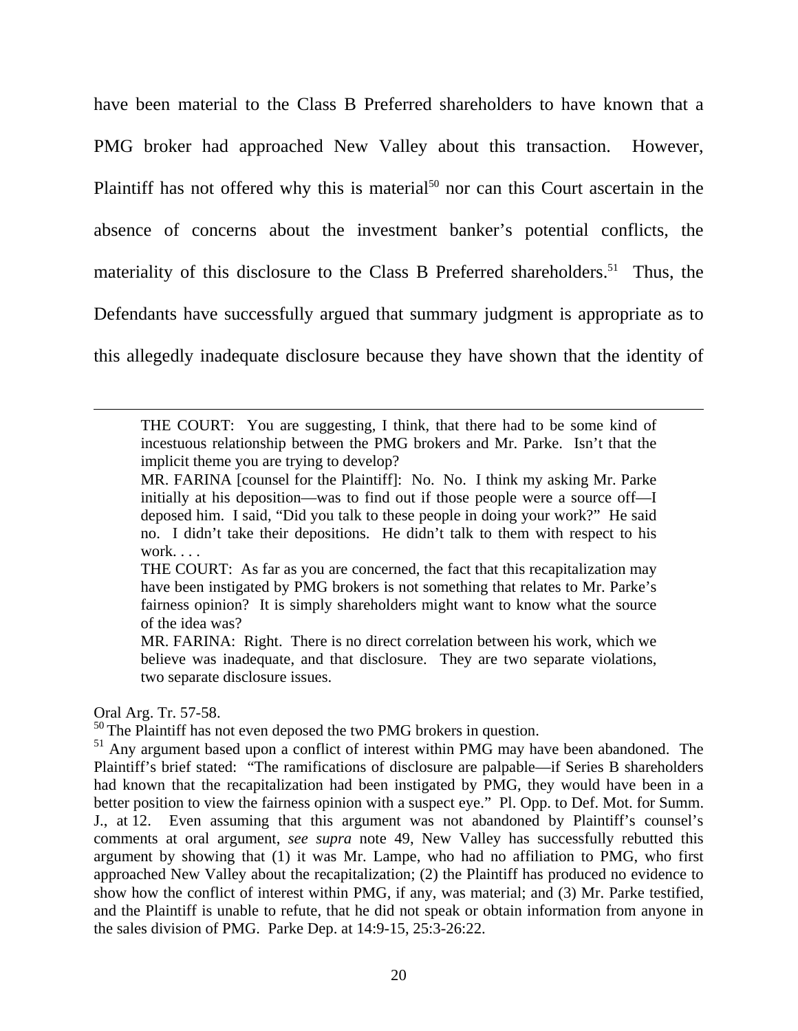have been material to the Class B Preferred shareholders to have known that a PMG broker had approached New Valley about this transaction. However, Plaintiff has not offered why this is material[50] nor can this Court ascertain in the absence of concerns about the investment banker's potential conflicts, the materiality of this disclosure to the Class B Preferred shareholders.[51] Thus, the Defendants have successfully argued that summary judgment is appropriate as to this allegedly inadequate disclosure because they have shown that the identity of

---

> THE COURT: You are suggesting, I think, that there had to be some kind of incestuous relationship between the PMG brokers and Mr. Parke. Isn't that the implicit theme you are trying to develop?
>
> MR. FARINA [counsel for the Plaintiff]: No. No. I think my asking Mr. Parke initially at his deposition—was to find out if those people were a source off—I deposed him. I said, "Did you talk to these people in doing your work?" He said no. I didn't take their depositions. He didn't talk to them with respect to his work. . . .
>
> THE COURT: As far as you are concerned, the fact that this recapitalization may have been instigated by PMG brokers is not something that relates to Mr. Parke's fairness opinion? It is simply shareholders might want to know what the source of the idea was?
>
> MR. FARINA: Right. There is no direct correlation between his work, which we believe was inadequate, and that disclosure. They are two separate violations, two separate disclosure issues.

Oral Arg. Tr. 57-58.

[50] The Plaintiff has not even deposed the two PMG brokers in question.

[51] Any argument based upon a conflict of interest within PMG may have been abandoned. The Plaintiff's brief stated: "The ramifications of disclosure are palpable—if Series B shareholders had known that the recapitalization had been instigated by PMG, they would have been in a better position to view the fairness opinion with a suspect eye." Pl. Opp. to Def. Mot. for Summ. J., at 12. Even assuming that this argument was not abandoned by Plaintiff's counsel's comments at oral argument, *see supra* note 49, New Valley has successfully rebutted this argument by showing that (1) it was Mr. Lampe, who had no affiliation to PMG, who first approached New Valley about the recapitalization; (2) the Plaintiff has produced no evidence to show how the conflict of interest within PMG, if any, was material; and (3) Mr. Parke testified, and the Plaintiff is unable to refute, that he did not speak or obtain information from anyone in the sales division of PMG. Parke Dep. at 14:9-15, 25:3-26:22.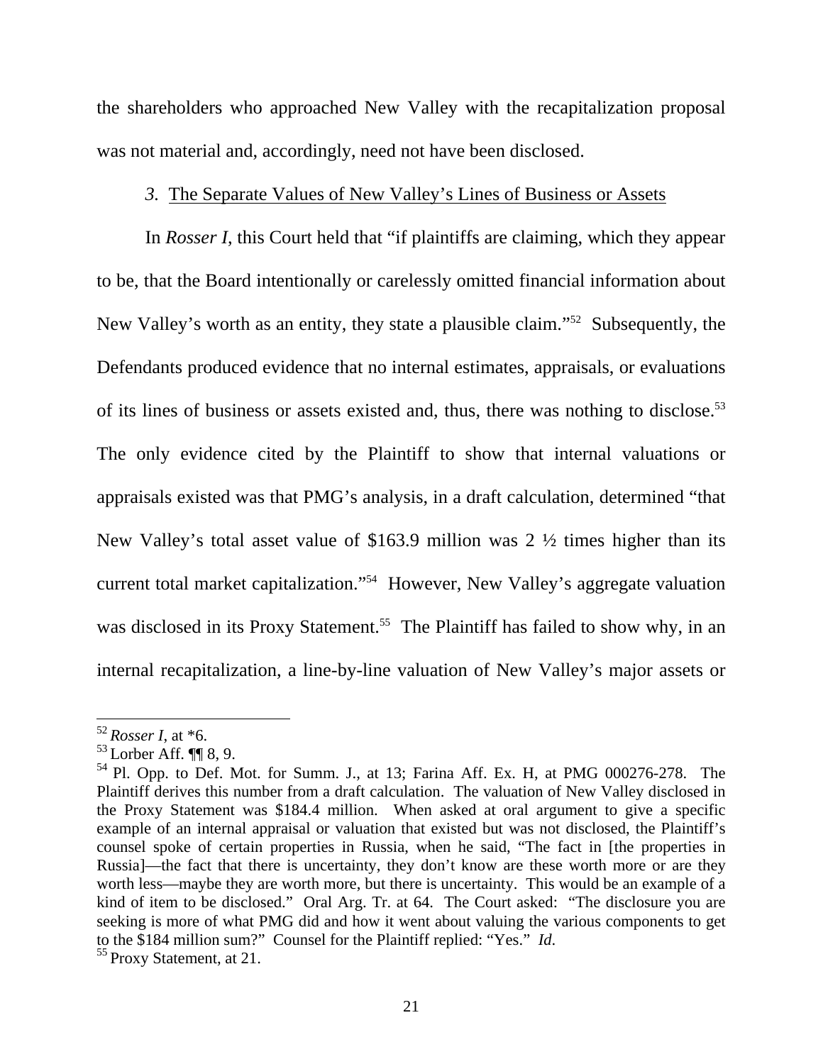the shareholders who approached New Valley with the recapitalization proposal was not material and, accordingly, need not have been disclosed.

*3.* <u>The Separate Values of New Valley's Lines of Business or Assets</u>

In *Rosser I*, this Court held that "if plaintiffs are claiming, which they appear to be, that the Board intentionally or carelessly omitted financial information about New Valley's worth as an entity, they state a plausible claim."[52] Subsequently, the Defendants produced evidence that no internal estimates, appraisals, or evaluations of its lines of business or assets existed and, thus, there was nothing to disclose.[53] The only evidence cited by the Plaintiff to show that internal valuations or appraisals existed was that PMG's analysis, in a draft calculation, determined "that New Valley's total asset value of $163.9 million was 2 ½ times higher than its current total market capitalization."[54] However, New Valley's aggregate valuation was disclosed in its Proxy Statement.[55] The Plaintiff has failed to show why, in an internal recapitalization, a line-by-line valuation of New Valley's major assets or

---

[52] *Rosser I*, at *6.

[53] Lorber Aff. ¶¶ 8, 9.

[54] Pl. Opp. to Def. Mot. for Summ. J., at 13; Farina Aff. Ex. H, at PMG 000276-278. The Plaintiff derives this number from a draft calculation. The valuation of New Valley disclosed in the Proxy Statement was $184.4 million. When asked at oral argument to give a specific example of an internal appraisal or valuation that existed but was not disclosed, the Plaintiff's counsel spoke of certain properties in Russia, when he said, "The fact in [the properties in Russia]—the fact that there is uncertainty, they don't know are these worth more or are they worth less—maybe they are worth more, but there is uncertainty. This would be an example of a kind of item to be disclosed." Oral Arg. Tr. at 64. The Court asked: "The disclosure you are seeking is more of what PMG did and how it went about valuing the various components to get to the $184 million sum?" Counsel for the Plaintiff replied: "Yes." *Id*.

[55] Proxy Statement, at 21.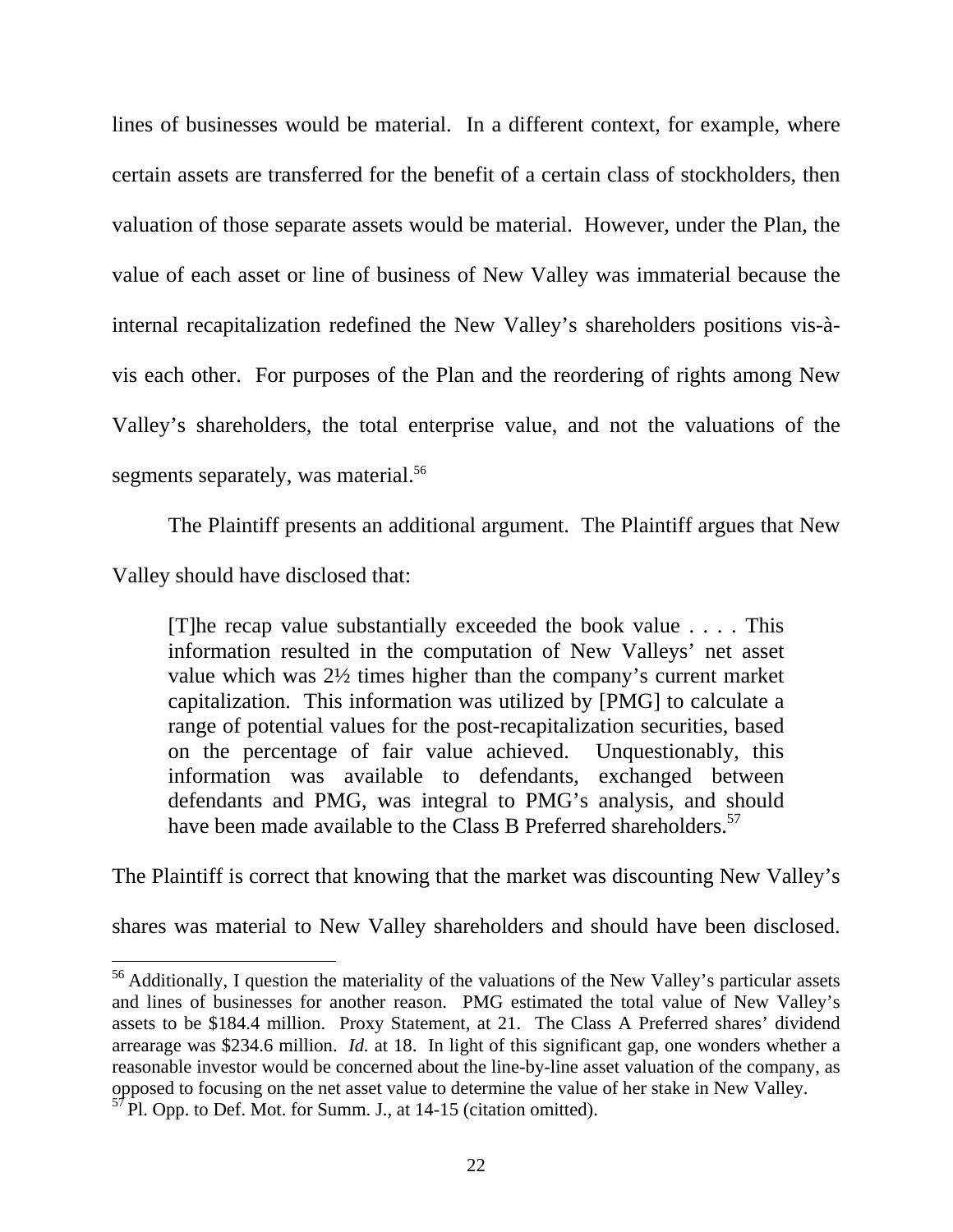lines of businesses would be material. In a different context, for example, where certain assets are transferred for the benefit of a certain class of stockholders, then valuation of those separate assets would be material. However, under the Plan, the value of each asset or line of business of New Valley was immaterial because the internal recapitalization redefined the New Valley's shareholders positions vis-à-vis each other. For purposes of the Plan and the reordering of rights among New Valley's shareholders, the total enterprise value, and not the valuations of the segments separately, was material.[56]

The Plaintiff presents an additional argument. The Plaintiff argues that New Valley should have disclosed that:

> [T]he recap value substantially exceeded the book value . . . . This information resulted in the computation of New Valleys' net asset value which was 2½ times higher than the company's current market capitalization. This information was utilized by [PMG] to calculate a range of potential values for the post-recapitalization securities, based on the percentage of fair value achieved. Unquestionably, this information was available to defendants, exchanged between defendants and PMG, was integral to PMG's analysis, and should have been made available to the Class B Preferred shareholders.[57]

The Plaintiff is correct that knowing that the market was discounting New Valley's shares was material to New Valley shareholders and should have been disclosed.

---

[56] Additionally, I question the materiality of the valuations of the New Valley's particular assets and lines of businesses for another reason. PMG estimated the total value of New Valley's assets to be $184.4 million. Proxy Statement, at 21. The Class A Preferred shares' dividend arrearage was $234.6 million. *Id.* at 18. In light of this significant gap, one wonders whether a reasonable investor would be concerned about the line-by-line asset valuation of the company, as opposed to focusing on the net asset value to determine the value of her stake in New Valley.

[57] Pl. Opp. to Def. Mot. for Summ. J., at 14-15 (citation omitted).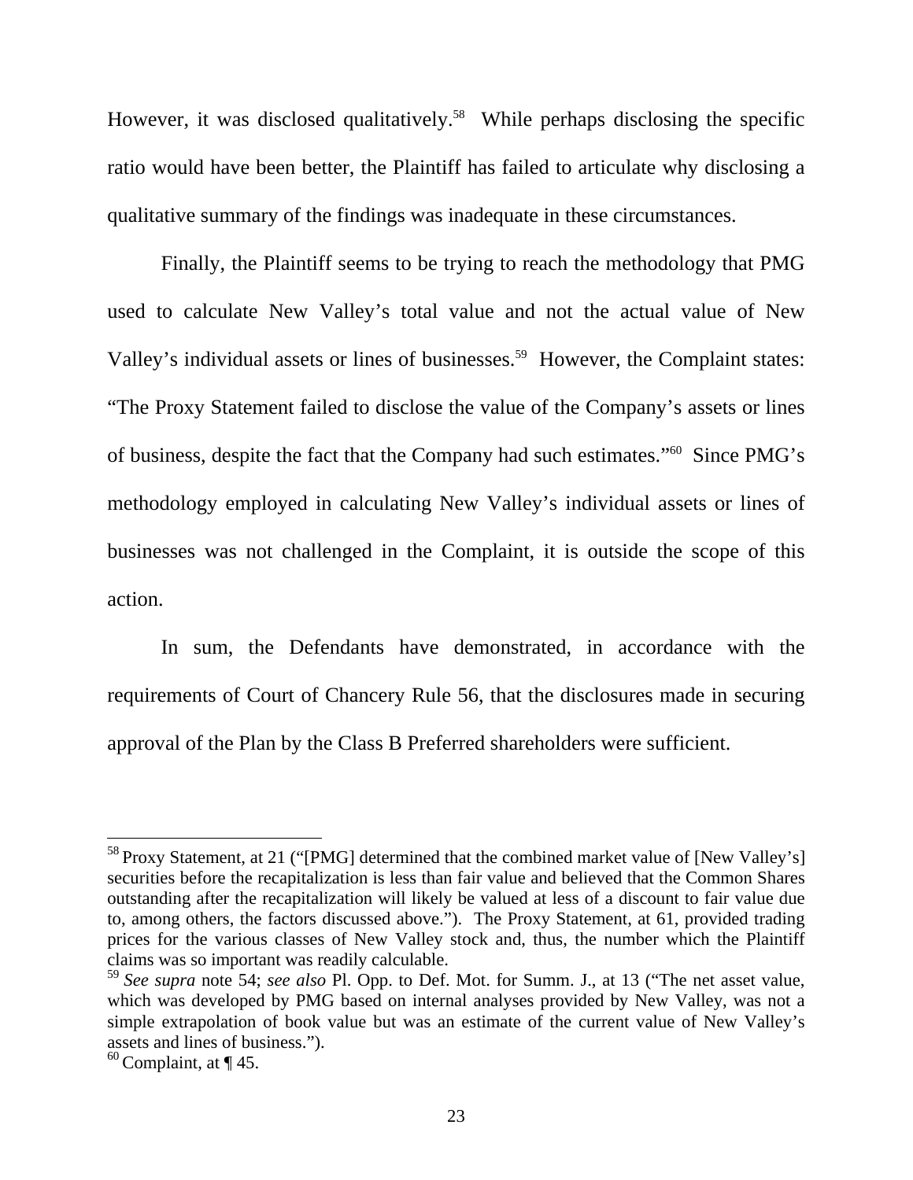However, it was disclosed qualitatively.[58] While perhaps disclosing the specific ratio would have been better, the Plaintiff has failed to articulate why disclosing a qualitative summary of the findings was inadequate in these circumstances.

Finally, the Plaintiff seems to be trying to reach the methodology that PMG used to calculate New Valley's total value and not the actual value of New Valley's individual assets or lines of businesses.[59] However, the Complaint states: "The Proxy Statement failed to disclose the value of the Company's assets or lines of business, despite the fact that the Company had such estimates."[60] Since PMG's methodology employed in calculating New Valley's individual assets or lines of businesses was not challenged in the Complaint, it is outside the scope of this action.

In sum, the Defendants have demonstrated, in accordance with the requirements of Court of Chancery Rule 56, that the disclosures made in securing approval of the Plan by the Class B Preferred shareholders were sufficient.

---

[58] Proxy Statement, at 21 ("[PMG] determined that the combined market value of [New Valley's] securities before the recapitalization is less than fair value and believed that the Common Shares outstanding after the recapitalization will likely be valued at less of a discount to fair value due to, among others, the factors discussed above."). The Proxy Statement, at 61, provided trading prices for the various classes of New Valley stock and, thus, the number which the Plaintiff claims was so important was readily calculable.

[59] *See supra* note 54; *see also* Pl. Opp. to Def. Mot. for Summ. J., at 13 ("The net asset value, which was developed by PMG based on internal analyses provided by New Valley, was not a simple extrapolation of book value but was an estimate of the current value of New Valley's assets and lines of business.").

[60] Complaint, at ¶ 45.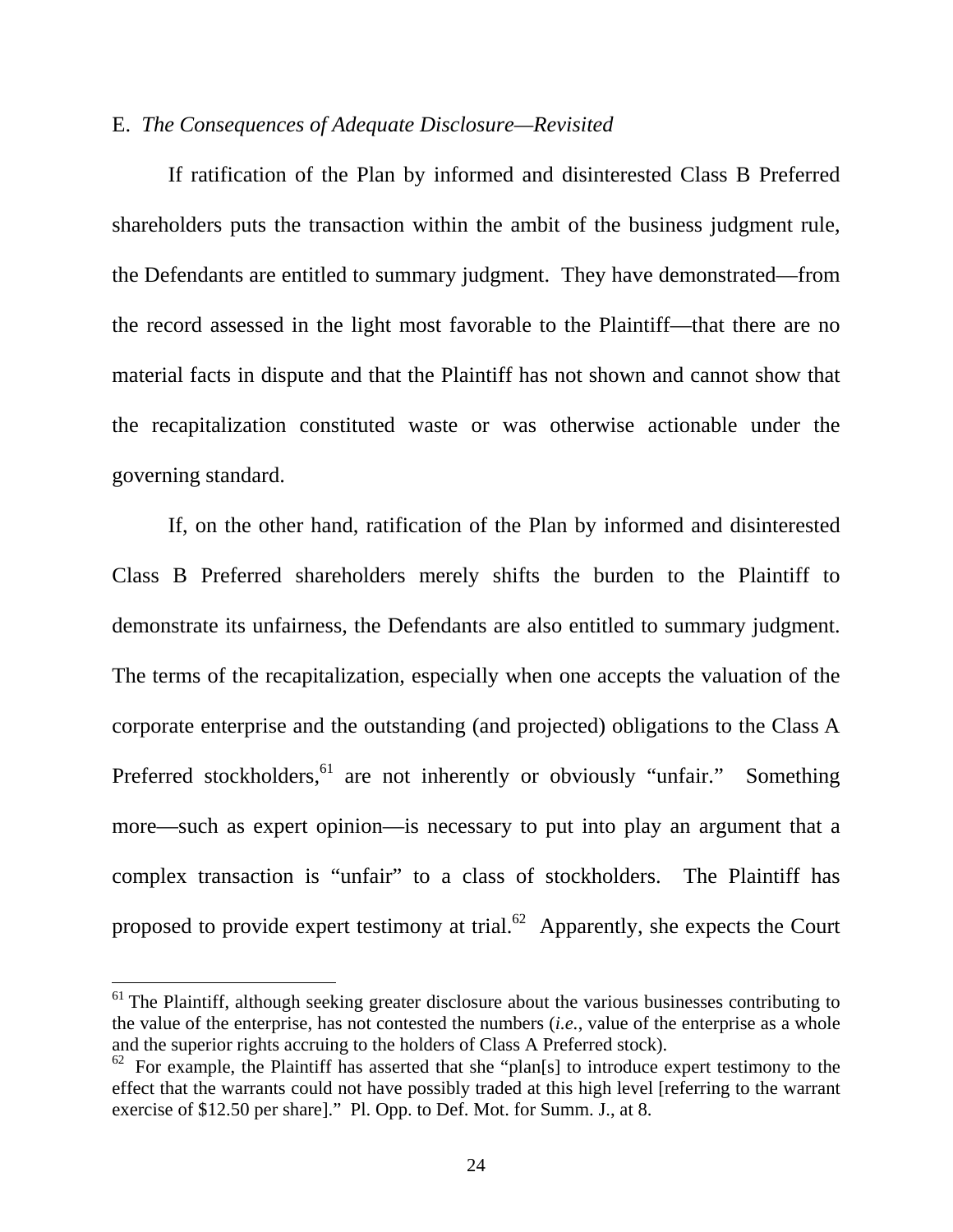E. *The Consequences of Adequate Disclosure—Revisited*

If ratification of the Plan by informed and disinterested Class B Preferred shareholders puts the transaction within the ambit of the business judgment rule, the Defendants are entitled to summary judgment. They have demonstrated—from the record assessed in the light most favorable to the Plaintiff—that there are no material facts in dispute and that the Plaintiff has not shown and cannot show that the recapitalization constituted waste or was otherwise actionable under the governing standard.

If, on the other hand, ratification of the Plan by informed and disinterested Class B Preferred shareholders merely shifts the burden to the Plaintiff to demonstrate its unfairness, the Defendants are also entitled to summary judgment. The terms of the recapitalization, especially when one accepts the valuation of the corporate enterprise and the outstanding (and projected) obligations to the Class A Preferred stockholders,[61] are not inherently or obviously "unfair." Something more—such as expert opinion—is necessary to put into play an argument that a complex transaction is "unfair" to a class of stockholders. The Plaintiff has proposed to provide expert testimony at trial.[62] Apparently, she expects the Court

---

[61] The Plaintiff, although seeking greater disclosure about the various businesses contributing to the value of the enterprise, has not contested the numbers (*i.e.*, value of the enterprise as a whole and the superior rights accruing to the holders of Class A Preferred stock).

[62] For example, the Plaintiff has asserted that she "plan[s] to introduce expert testimony to the effect that the warrants could not have possibly traded at this high level [referring to the warrant exercise of $12.50 per share]." Pl. Opp. to Def. Mot. for Summ. J., at 8.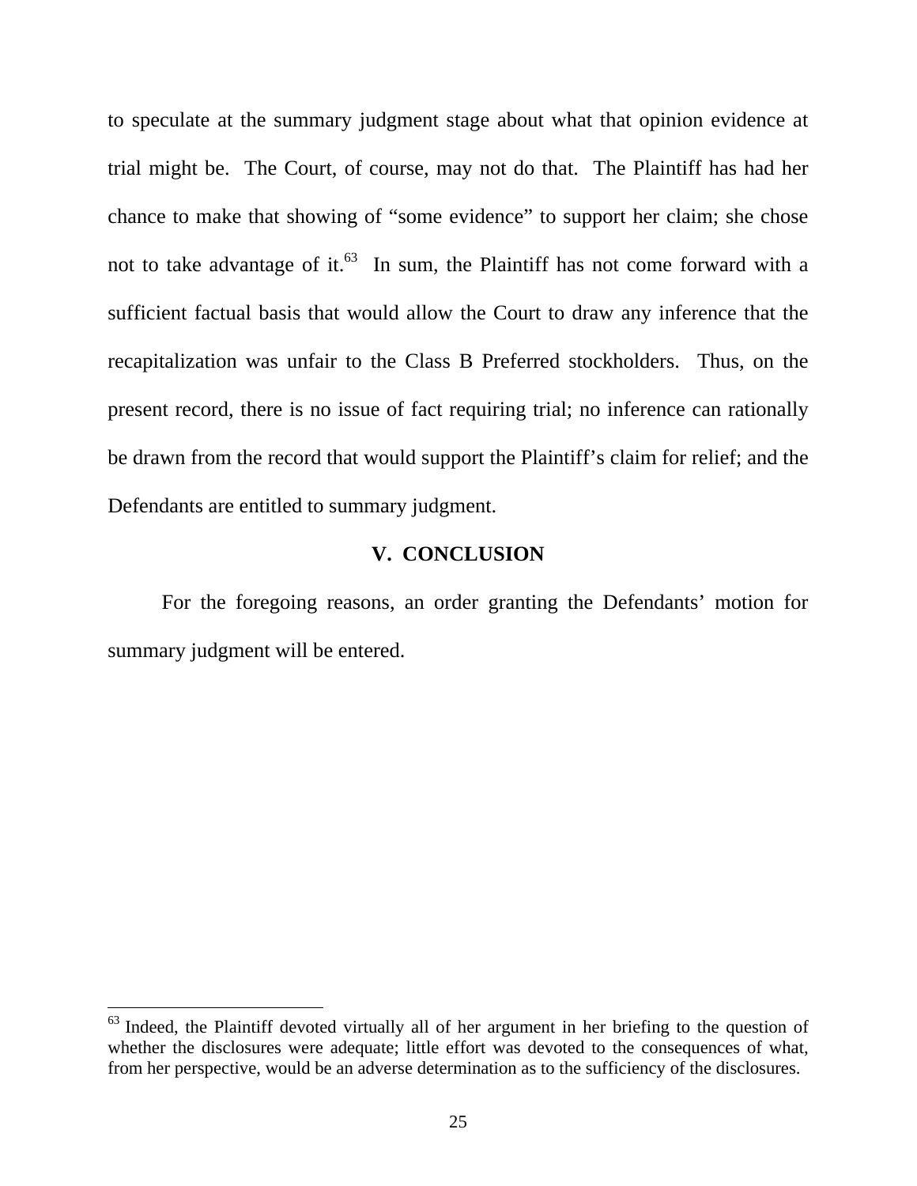to speculate at the summary judgment stage about what that opinion evidence at trial might be. The Court, of course, may not do that. The Plaintiff has had her chance to make that showing of "some evidence" to support her claim; she chose not to take advantage of it.[63] In sum, the Plaintiff has not come forward with a sufficient factual basis that would allow the Court to draw any inference that the recapitalization was unfair to the Class B Preferred stockholders. Thus, on the present record, there is no issue of fact requiring trial; no inference can rationally be drawn from the record that would support the Plaintiff's claim for relief; and the Defendants are entitled to summary judgment.

## V. CONCLUSION

For the foregoing reasons, an order granting the Defendants' motion for summary judgment will be entered.

---

[63] Indeed, the Plaintiff devoted virtually all of her argument in her briefing to the question of whether the disclosures were adequate; little effort was devoted to the consequences of what, from her perspective, would be an adverse determination as to the sufficiency of the disclosures.